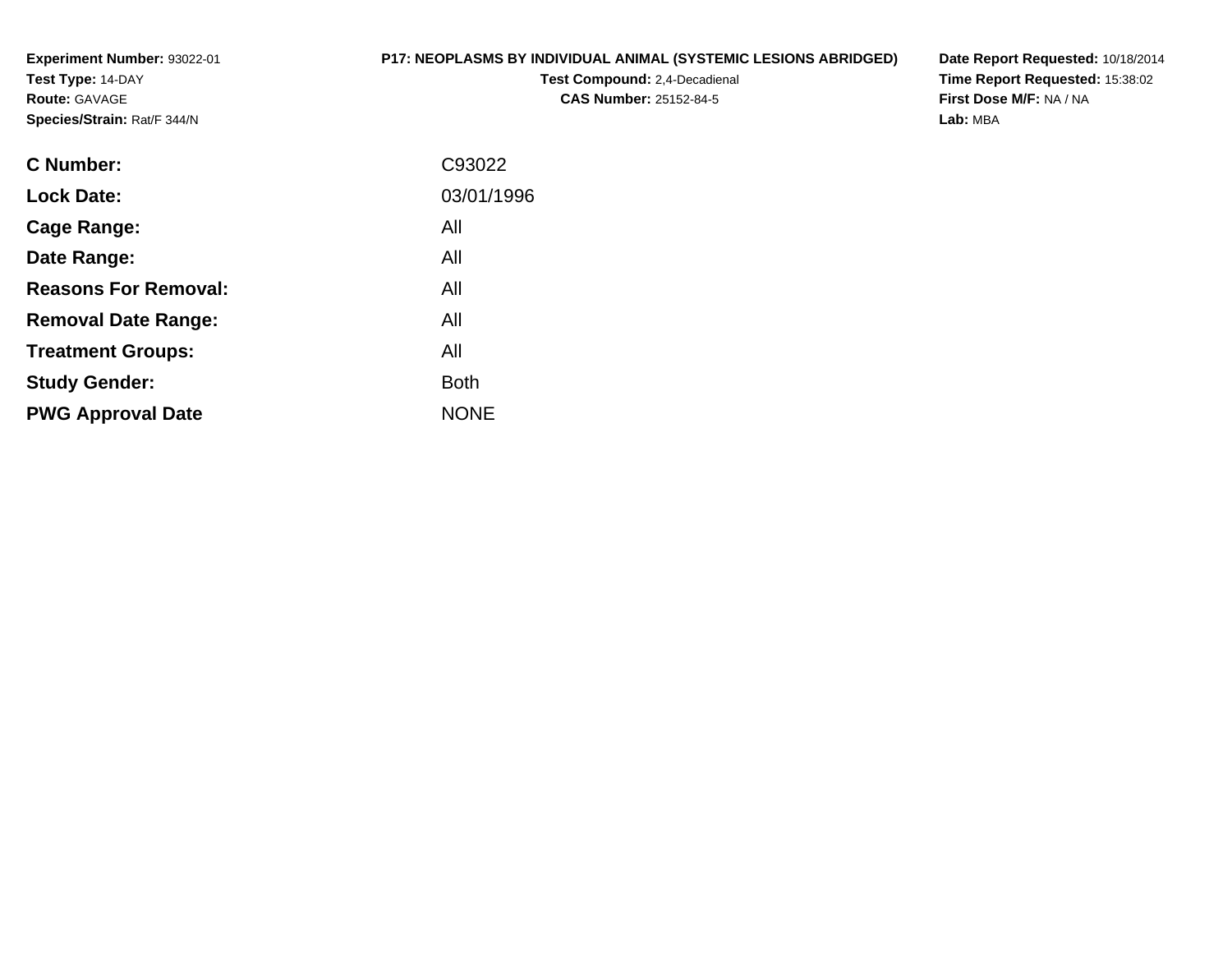**Experiment Number:** 93022-01
**Test Type:** 14-DAY
**Route:** GAVAGE
**Species/Strain:** Rat/F 344/N

**P17: NEOPLASMS BY INDIVIDUAL ANIMAL (SYSTEMIC LESIONS ABRIDGED)**
**Test Compound:** 2,4-Decadienal
**CAS Number:** 25152-84-5

**Date Report Requested:** 10/18/2014
**Time Report Requested:** 15:38:02
**First Dose M/F:** NA / NA
**Lab:** MBA

| | |
|---|---|
| **C Number:** | C93022 |
| **Lock Date:** | 03/01/1996 |
| **Cage Range:** | All |
| **Date Range:** | All |
| **Reasons For Removal:** | All |
| **Removal Date Range:** | All |
| **Treatment Groups:** | All |
| **Study Gender:** | Both |
| **PWG Approval Date** | NONE |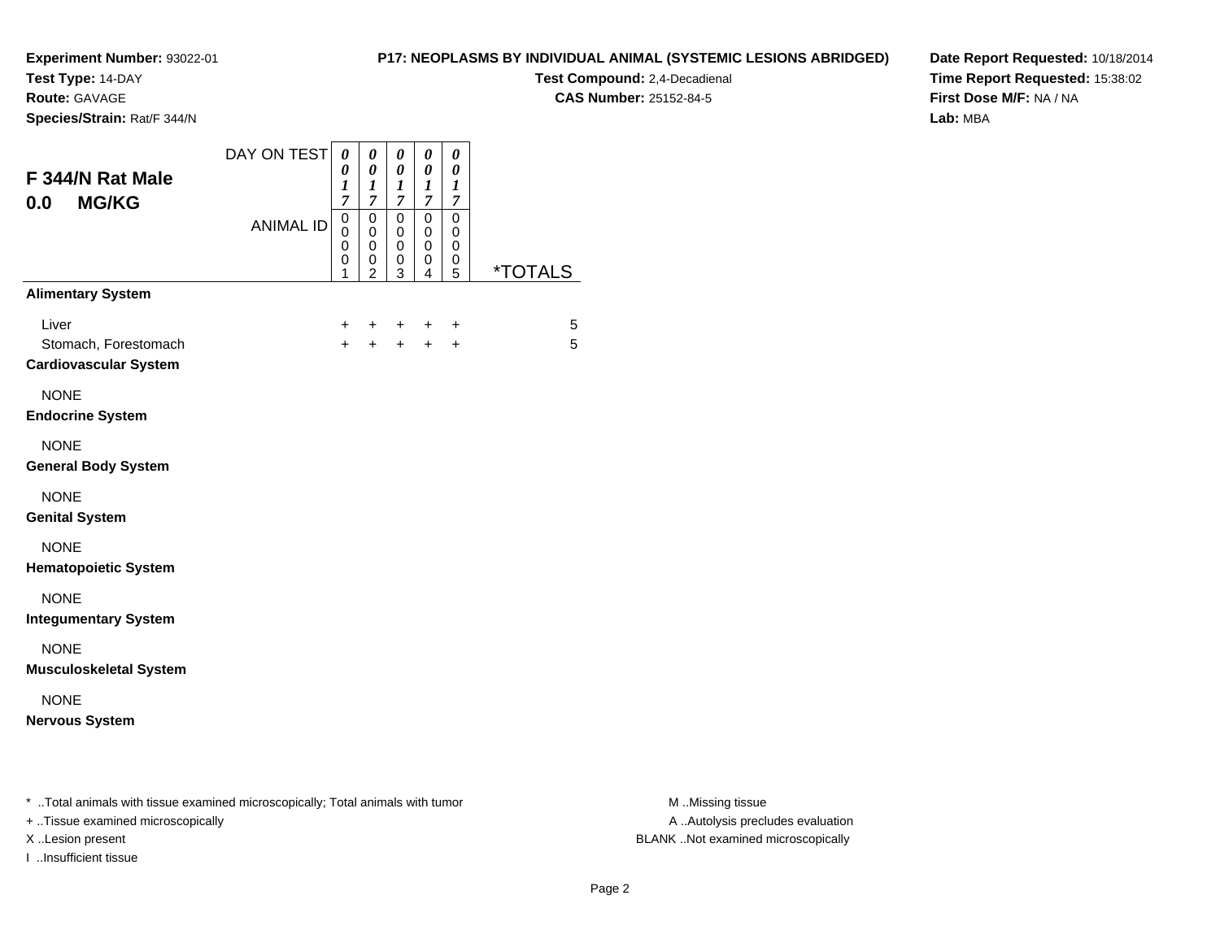**Experiment Number:** 93022-01
**Test Type:** 14-DAY
**Route:** GAVAGE
**Species/Strain:** Rat/F 344/N

**P17: NEOPLASMS BY INDIVIDUAL ANIMAL (SYSTEMIC LESIONS ABRIDGED)**
**Test Compound:** 2,4-Decadienal
**CAS Number:** 25152-84-5

**Date Report Requested:** 10/18/2014
**Time Report Requested:** 15:38:02
**First Dose M/F:** NA / NA
**Lab:** MBA

## F 344/N Rat Male
## 0.0 MG/KG

| DAY ON TEST | 0017 | 0017 | 0017 | 0017 | 0017 | |
|---|---|---|---|---|---|---|
| ANIMAL ID | 00001 | 00002 | 00003 | 00004 | 00005 | *TOTALS |
| **Alimentary System** | | | | | | |
| Liver | + | + | + | + | + | 5 |
| Stomach, Forestomach | + | + | + | + | + | 5 |
| **Cardiovascular System** | | | | | | |
| NONE | | | | | | |
| **Endocrine System** | | | | | | |
| NONE | | | | | | |
| **General Body System** | | | | | | |
| NONE | | | | | | |
| **Genital System** | | | | | | |
| NONE | | | | | | |
| **Hematopoietic System** | | | | | | |
| NONE | | | | | | |
| **Integumentary System** | | | | | | |
| NONE | | | | | | |
| **Musculoskeletal System** | | | | | | |
| NONE | | | | | | |
| **Nervous System** | | | | | | |

* ..Total animals with tissue examined microscopically; Total animals with tumor
+ ..Tissue examined microscopically
X ..Lesion present
I ..Insufficient tissue

M ..Missing tissue
A ..Autolysis precludes evaluation
BLANK ..Not examined microscopically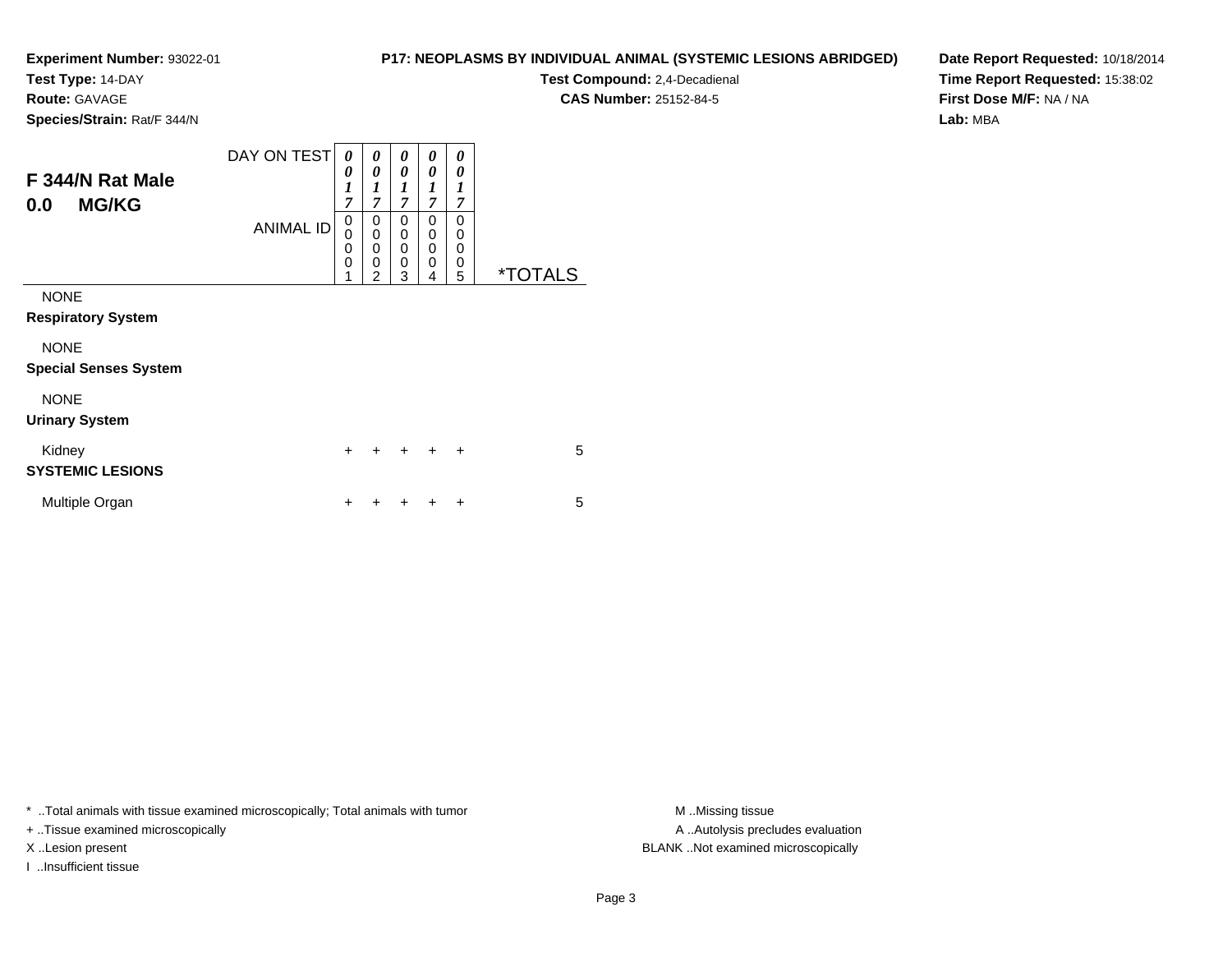**Experiment Number:** 93022-01
**Test Type:** 14-DAY
**Route:** GAVAGE
**Species/Strain:** Rat/F 344/N

**P17: NEOPLASMS BY INDIVIDUAL ANIMAL (SYSTEMIC LESIONS ABRIDGED)**
**Test Compound:** 2,4-Decadienal
**CAS Number:** 25152-84-5

**Date Report Requested:** 10/18/2014
**Time Report Requested:** 15:38:02
**First Dose M/F:** NA / NA
**Lab:** MBA

## F 344/N Rat Male
## 0.0 MG/KG

| DAY ON TEST | 0017 | 0017 | 0017 | 0017 | 0017 | |
|---|---|---|---|---|---|---|
| **ANIMAL ID** | 00001 | 00002 | 00003 | 00004 | 00005 | ***TOTALS** |
| NONE | | | | | | |
| **Respiratory System** | | | | | | |
| NONE | | | | | | |
| **Special Senses System** | | | | | | |
| NONE | | | | | | |
| **Urinary System** | | | | | | |
| Kidney | + | + | + | + | + | 5 |
| **SYSTEMIC LESIONS** | | | | | | |
| Multiple Organ | + | + | + | + | + | 5 |

* ..Total animals with tissue examined microscopically; Total animals with tumor
+ ..Tissue examined microscopically
X ..Lesion present
I ..Insufficient tissue

M ..Missing tissue
A ..Autolysis precludes evaluation
BLANK ..Not examined microscopically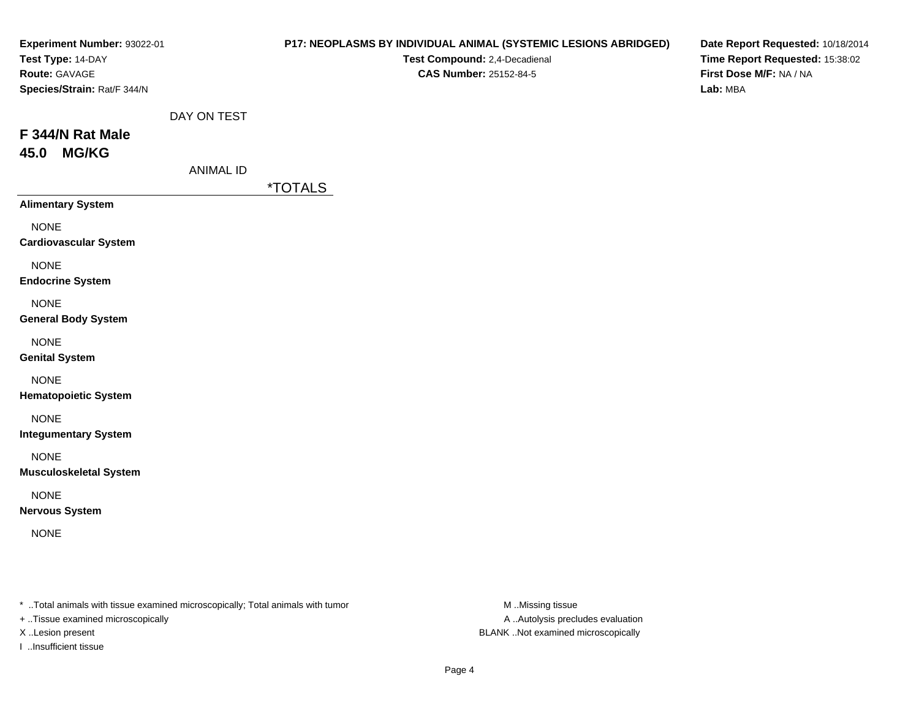**Experiment Number:** 93022-01
**Test Type:** 14-DAY
**Route:** GAVAGE
**Species/Strain:** Rat/F 344/N

**P17: NEOPLASMS BY INDIVIDUAL ANIMAL (SYSTEMIC LESIONS ABRIDGED)**
**Test Compound:** 2,4-Decadienal
**CAS Number:** 25152-84-5

**Date Report Requested:** 10/18/2014
**Time Report Requested:** 15:38:02
**First Dose M/F:** NA / NA
**Lab:** MBA

DAY ON TEST

## F 344/N Rat Male
## 45.0 MG/KG

ANIMAL ID

| | *TOTALS |
|---|---|
| **Alimentary System** | |
| NONE | |
| **Cardiovascular System** | |
| NONE | |
| **Endocrine System** | |
| NONE | |
| **General Body System** | |
| NONE | |
| **Genital System** | |
| NONE | |
| **Hematopoietic System** | |
| NONE | |
| **Integumentary System** | |
| NONE | |
| **Musculoskeletal System** | |
| NONE | |
| **Nervous System** | |
| NONE | |

* ..Total animals with tissue examined microscopically; Total animals with tumor
+ ..Tissue examined microscopically
X ..Lesion present
I ..Insufficient tissue

M ..Missing tissue
A ..Autolysis precludes evaluation
BLANK ..Not examined microscopically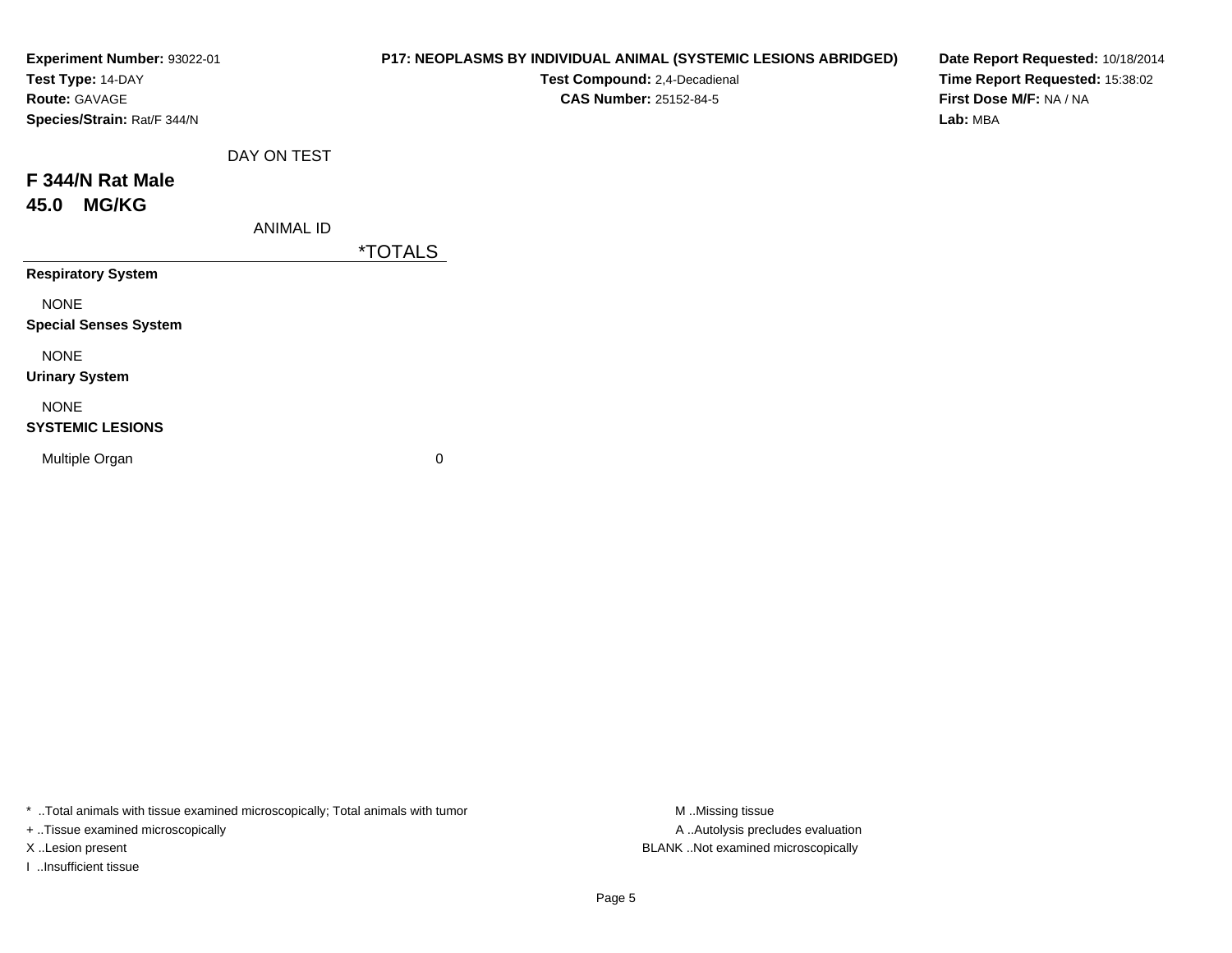**Experiment Number:** 93022-01
**Test Type:** 14-DAY
**Route:** GAVAGE
**Species/Strain:** Rat/F 344/N

**P17: NEOPLASMS BY INDIVIDUAL ANIMAL (SYSTEMIC LESIONS ABRIDGED)**
**Test Compound:** 2,4-Decadienal
**CAS Number:** 25152-84-5

**Date Report Requested:** 10/18/2014
**Time Report Requested:** 15:38:02
**First Dose M/F:** NA / NA
**Lab:** MBA

DAY ON TEST

## F 344/N Rat Male
## 45.0 MG/KG

ANIMAL ID

| | *TOTALS |
|---|---|
| **Respiratory System** | |
| NONE | |
| **Special Senses System** | |
| NONE | |
| **Urinary System** | |
| NONE | |
| **SYSTEMIC LESIONS** | |
| Multiple Organ | 0 |

* ..Total animals with tissue examined microscopically; Total animals with tumor
+ ..Tissue examined microscopically
X ..Lesion present
I ..Insufficient tissue

M ..Missing tissue
A ..Autolysis precludes evaluation
BLANK ..Not examined microscopically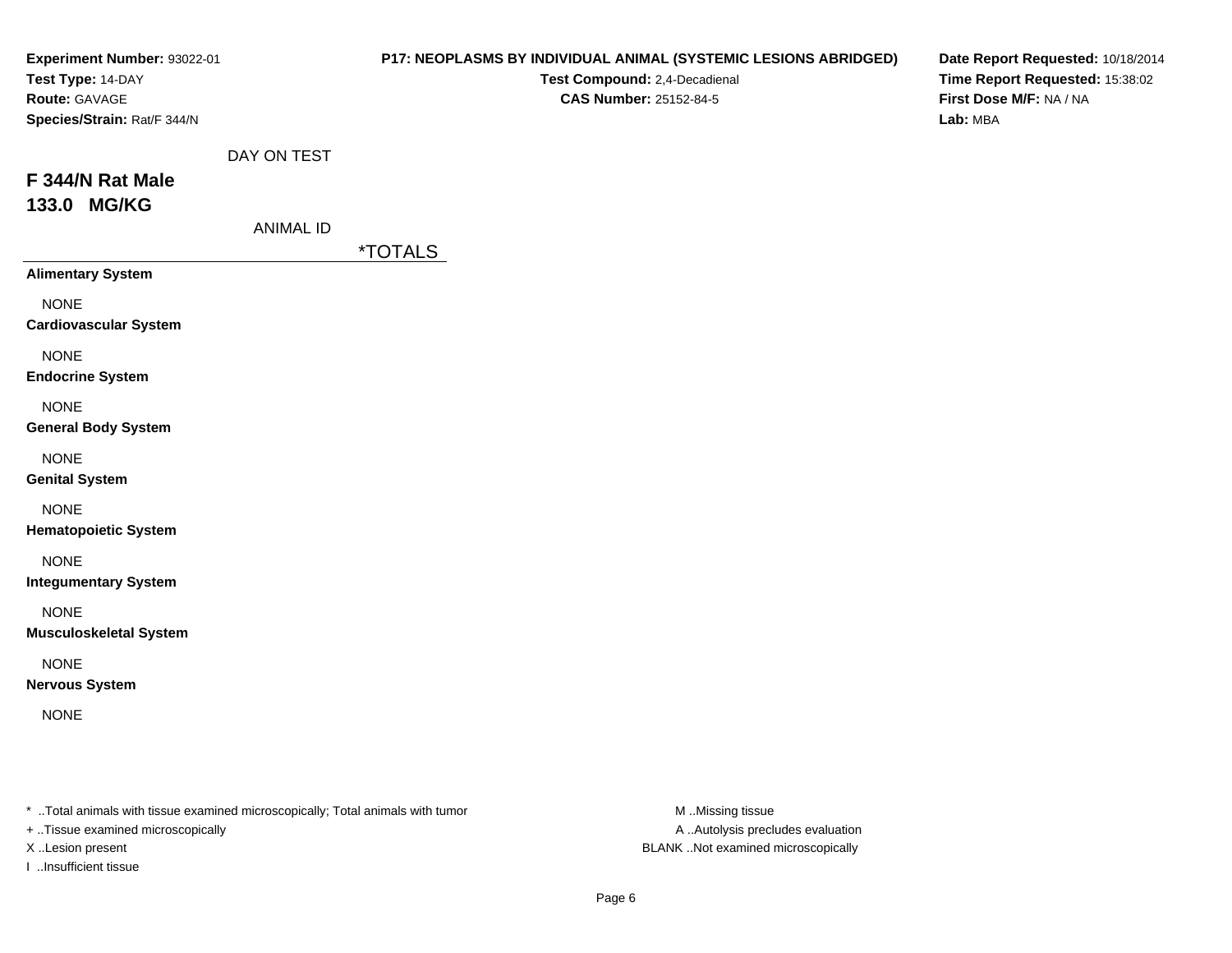**Experiment Number:** 93022-01
**Test Type:** 14-DAY
**Route:** GAVAGE
**Species/Strain:** Rat/F 344/N

**P17: NEOPLASMS BY INDIVIDUAL ANIMAL (SYSTEMIC LESIONS ABRIDGED)**
**Test Compound:** 2,4-Decadienal
**CAS Number:** 25152-84-5

**Date Report Requested:** 10/18/2014
**Time Report Requested:** 15:38:02
**First Dose M/F:** NA / NA
**Lab:** MBA

DAY ON TEST

## F 344/N Rat Male
## 133.0 MG/KG

ANIMAL ID

| | *TOTALS |
|---|---|
| **Alimentary System** | |
| NONE | |
| **Cardiovascular System** | |
| NONE | |
| **Endocrine System** | |
| NONE | |
| **General Body System** | |
| NONE | |
| **Genital System** | |
| NONE | |
| **Hematopoietic System** | |
| NONE | |
| **Integumentary System** | |
| NONE | |
| **Musculoskeletal System** | |
| NONE | |
| **Nervous System** | |
| NONE | |

* ..Total animals with tissue examined microscopically; Total animals with tumor
+ ..Tissue examined microscopically
X ..Lesion present
I ..Insufficient tissue

M ..Missing tissue
A ..Autolysis precludes evaluation
BLANK ..Not examined microscopically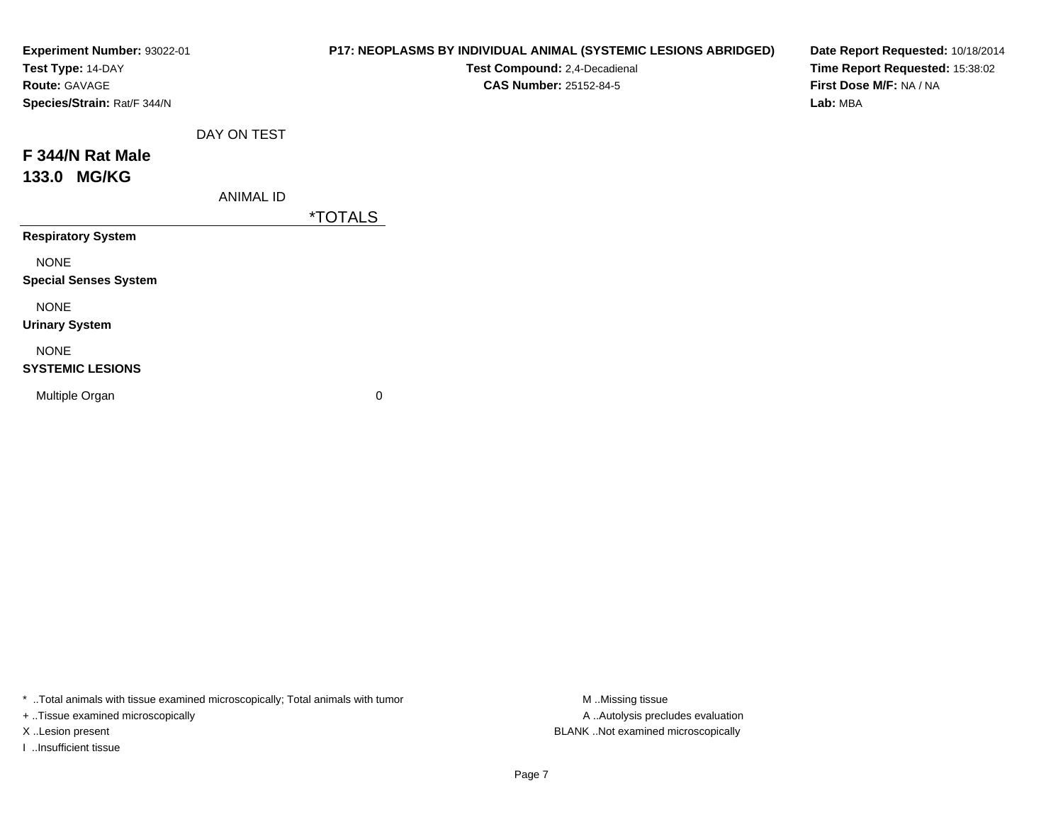**Experiment Number:** 93022-01
**Test Type:** 14-DAY
**Route:** GAVAGE
**Species/Strain:** Rat/F 344/N

**P17: NEOPLASMS BY INDIVIDUAL ANIMAL (SYSTEMIC LESIONS ABRIDGED)**
**Test Compound:** 2,4-Decadienal
**CAS Number:** 25152-84-5

**Date Report Requested:** 10/18/2014
**Time Report Requested:** 15:38:02
**First Dose M/F:** NA / NA
**Lab:** MBA

DAY ON TEST

## F 344/N Rat Male
## 133.0 MG/KG

ANIMAL ID

| | *TOTALS |
|---|---|
| **Respiratory System** | |
| NONE | |
| **Special Senses System** | |
| NONE | |
| **Urinary System** | |
| NONE | |
| **SYSTEMIC LESIONS** | |
| Multiple Organ | 0 |

* ..Total animals with tissue examined microscopically; Total animals with tumor
+ ..Tissue examined microscopically
X ..Lesion present
I ..Insufficient tissue

M ..Missing tissue
A ..Autolysis precludes evaluation
BLANK ..Not examined microscopically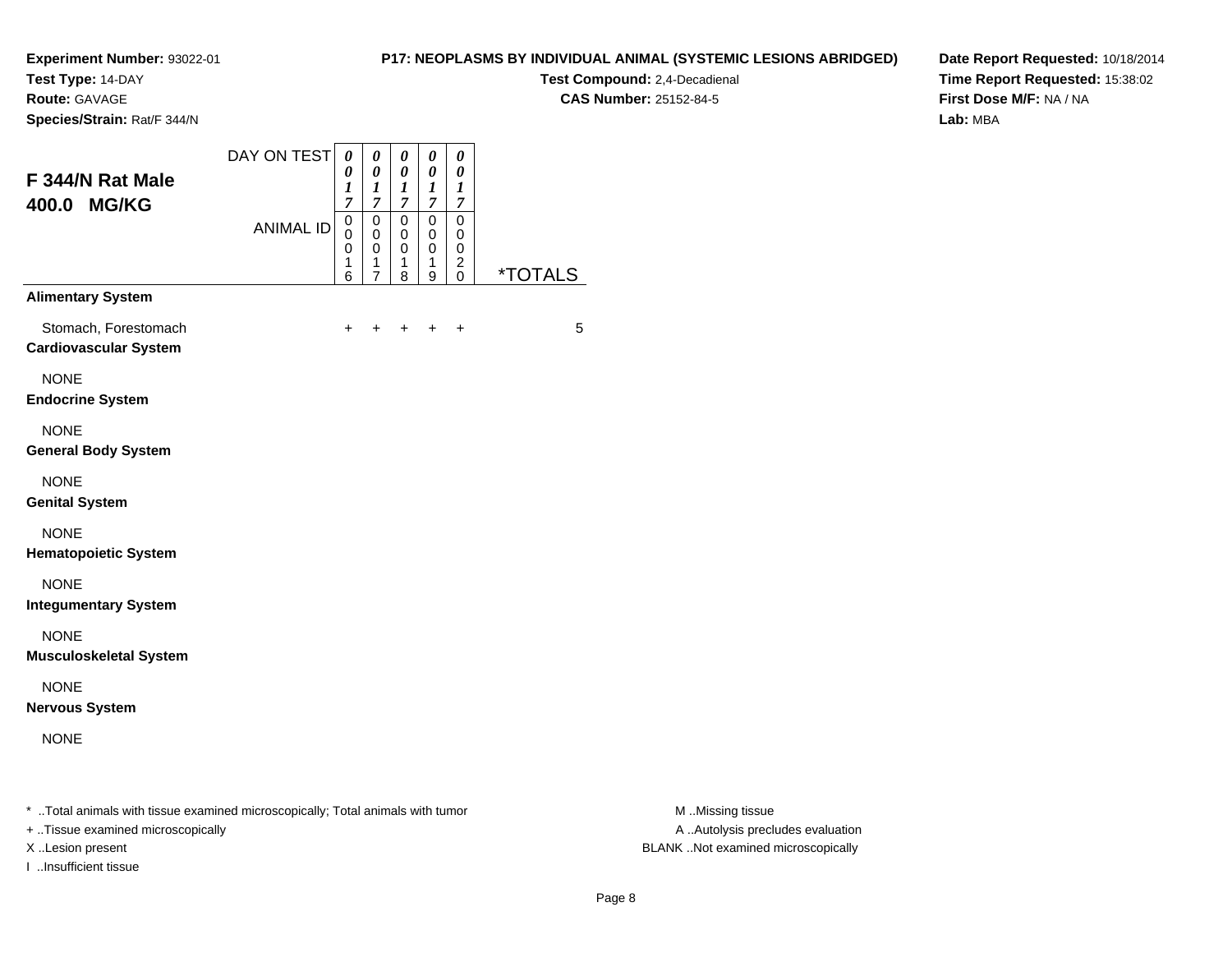**Experiment Number:** 93022-01
**Test Type:** 14-DAY
**Route:** GAVAGE
**Species/Strain:** Rat/F 344/N

**P17: NEOPLASMS BY INDIVIDUAL ANIMAL (SYSTEMIC LESIONS ABRIDGED)**
**Test Compound:** 2,4-Decadienal
**CAS Number:** 25152-84-5

**Date Report Requested:** 10/18/2014
**Time Report Requested:** 15:38:02
**First Dose M/F:** NA / NA
**Lab:** MBA

## F 344/N Rat Male
## 400.0 MG/KG

| DAY ON TEST | 0017 | 0017 | 0017 | 0017 | 0017 | |
|---|---|---|---|---|---|---|
| **ANIMAL ID** | 00016 | 00017 | 00018 | 00019 | 00020 | ***TOTALS** |
| **Alimentary System** | | | | | | |
| Stomach, Forestomach | + | + | + | + | + | 5 |
| **Cardiovascular System** | | | | | | |
| NONE | | | | | | |
| **Endocrine System** | | | | | | |
| NONE | | | | | | |
| **General Body System** | | | | | | |
| NONE | | | | | | |
| **Genital System** | | | | | | |
| NONE | | | | | | |
| **Hematopoietic System** | | | | | | |
| NONE | | | | | | |
| **Integumentary System** | | | | | | |
| NONE | | | | | | |
| **Musculoskeletal System** | | | | | | |
| NONE | | | | | | |
| **Nervous System** | | | | | | |
| NONE | | | | | | |

* ..Total animals with tissue examined microscopically; Total animals with tumor
+ ..Tissue examined microscopically
X ..Lesion present
I ..Insufficient tissue

M ..Missing tissue
A ..Autolysis precludes evaluation
BLANK ..Not examined microscopically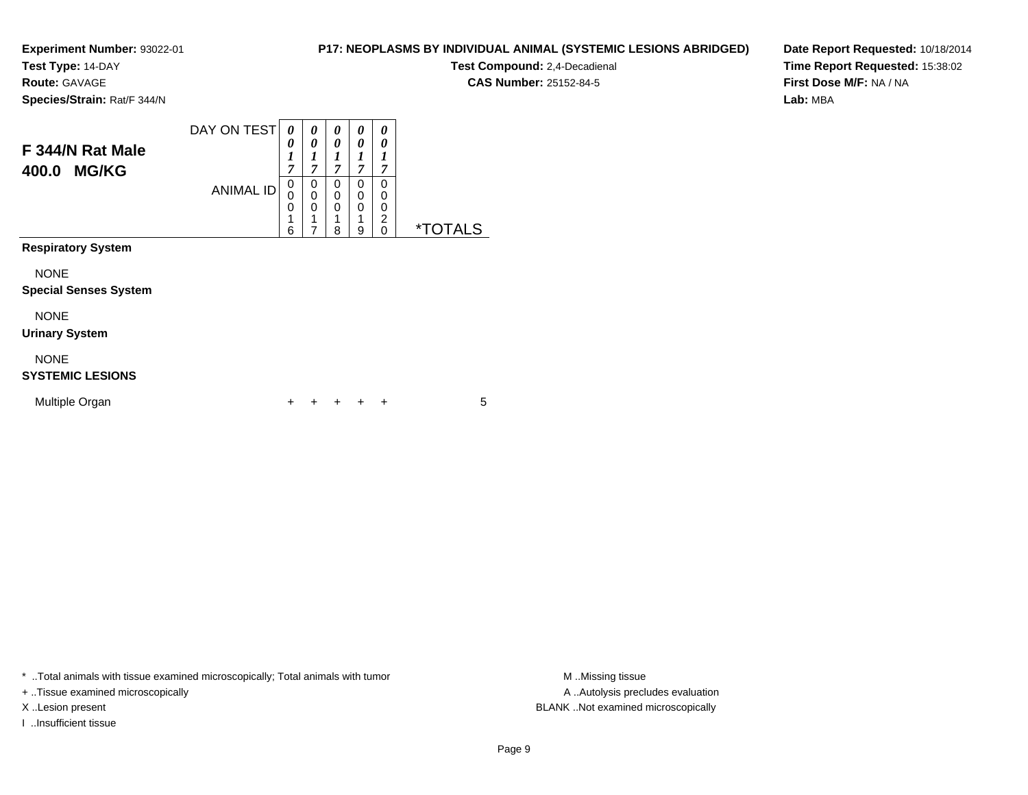**Experiment Number:** 93022-01
**Test Type:** 14-DAY
**Route:** GAVAGE
**Species/Strain:** Rat/F 344/N

**P17: NEOPLASMS BY INDIVIDUAL ANIMAL (SYSTEMIC LESIONS ABRIDGED)**
**Test Compound:** 2,4-Decadienal
**CAS Number:** 25152-84-5

**Date Report Requested:** 10/18/2014
**Time Report Requested:** 15:38:02
**First Dose M/F:** NA / NA
**Lab:** MBA

## F 344/N Rat Male
## 400.0 MG/KG

| DAY ON TEST | 0017 | 0017 | 0017 | 0017 | 0017 | |
|---|---|---|---|---|---|---|
| ANIMAL ID | 00016 | 00017 | 00018 | 00019 | 00020 | *TOTALS |
| **Respiratory System** | | | | | | |
| NONE | | | | | | |
| **Special Senses System** | | | | | | |
| NONE | | | | | | |
| **Urinary System** | | | | | | |
| NONE | | | | | | |
| **SYSTEMIC LESIONS** | | | | | | |
| Multiple Organ | + | + | + | + | + | 5 |

* ..Total animals with tissue examined microscopically; Total animals with tumor
+ ..Tissue examined microscopically
X ..Lesion present
I ..Insufficient tissue

M ..Missing tissue
A ..Autolysis precludes evaluation
BLANK ..Not examined microscopically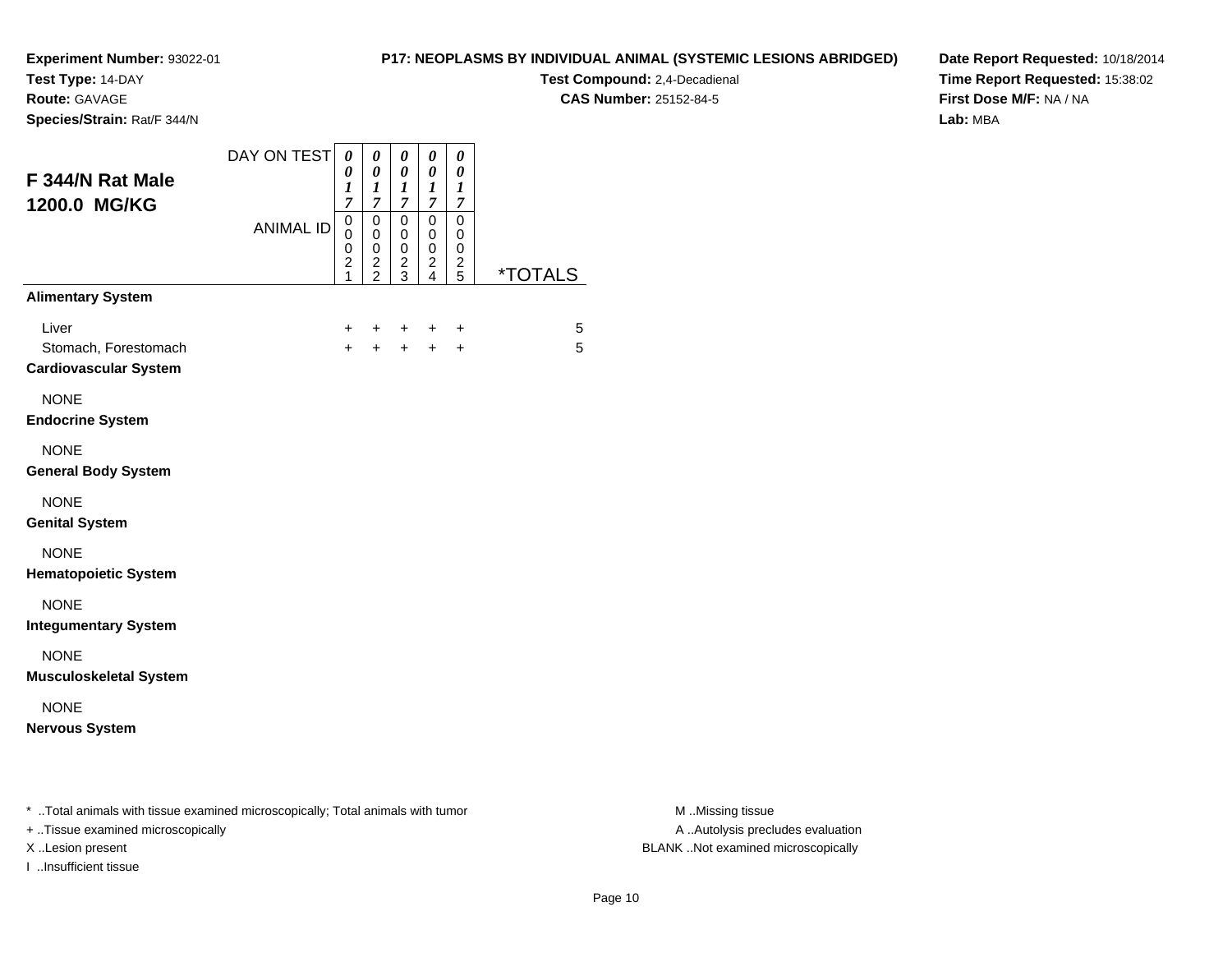**Experiment Number:** 93022-01
**Test Type:** 14-DAY
**Route:** GAVAGE
**Species/Strain:** Rat/F 344/N

**P17: NEOPLASMS BY INDIVIDUAL ANIMAL (SYSTEMIC LESIONS ABRIDGED)**
**Test Compound:** 2,4-Decadienal
**CAS Number:** 25152-84-5

**Date Report Requested:** 10/18/2014
**Time Report Requested:** 15:38:02
**First Dose M/F:** NA / NA
**Lab:** MBA

## F 344/N Rat Male 1200.0 MG/KG

| DAY ON TEST | 0017 | 0017 | 0017 | 0017 | 0017 | |
|---|---|---|---|---|---|---|
| ANIMAL ID | 00021 | 00022 | 00023 | 00024 | 00025 | *TOTALS |
| **Alimentary System** | | | | | | |
| Liver | + | + | + | + | + | 5 |
| Stomach, Forestomach | + | + | + | + | + | 5 |
| **Cardiovascular System** | | | | | | |
| NONE | | | | | | |
| **Endocrine System** | | | | | | |
| NONE | | | | | | |
| **General Body System** | | | | | | |
| NONE | | | | | | |
| **Genital System** | | | | | | |
| NONE | | | | | | |
| **Hematopoietic System** | | | | | | |
| NONE | | | | | | |
| **Integumentary System** | | | | | | |
| NONE | | | | | | |
| **Musculoskeletal System** | | | | | | |
| NONE | | | | | | |
| **Nervous System** | | | | | | |

* ..Total animals with tissue examined microscopically; Total animals with tumor
+ ..Tissue examined microscopically
X ..Lesion present
I ..Insufficient tissue

M ..Missing tissue
A ..Autolysis precludes evaluation
BLANK ..Not examined microscopically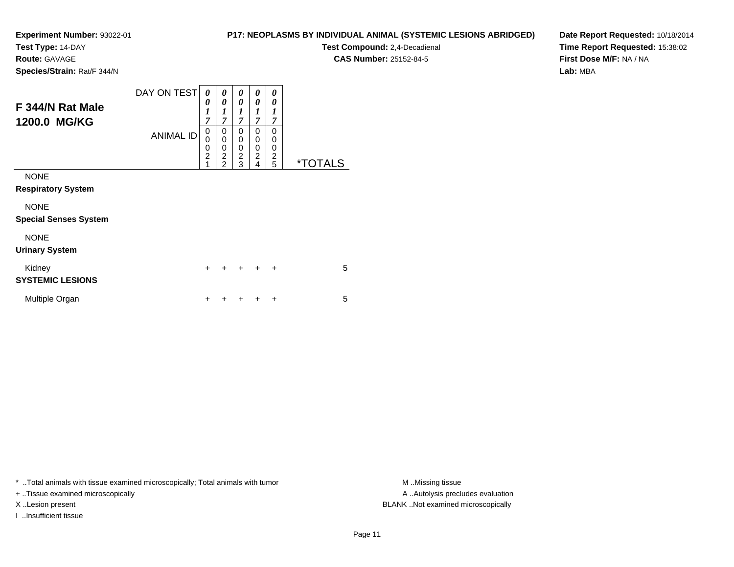**Experiment Number:** 93022-01
**Test Type:** 14-DAY
**Route:** GAVAGE
**Species/Strain:** Rat/F 344/N

**P17: NEOPLASMS BY INDIVIDUAL ANIMAL (SYSTEMIC LESIONS ABRIDGED)**
**Test Compound:** 2,4-Decadienal
**CAS Number:** 25152-84-5

**Date Report Requested:** 10/18/2014
**Time Report Requested:** 15:38:02
**First Dose M/F:** NA / NA
**Lab:** MBA

## F 344/N Rat Male 1200.0 MG/KG

| DAY ON TEST | 0017 | 0017 | 0017 | 0017 | 0017 | |
|---|---|---|---|---|---|---|
| ANIMAL ID | 00021 | 00022 | 00023 | 00024 | 00025 | *TOTALS |
| NONE | | | | | | |
| **Respiratory System** | | | | | | |
| NONE | | | | | | |
| **Special Senses System** | | | | | | |
| NONE | | | | | | |
| **Urinary System** | | | | | | |
| Kidney | + | + | + | + | + | 5 |
| **SYSTEMIC LESIONS** | | | | | | |
| Multiple Organ | + | + | + | + | + | 5 |

* ..Total animals with tissue examined microscopically; Total animals with tumor
+ ..Tissue examined microscopically
X ..Lesion present
I ..Insufficient tissue

M ..Missing tissue
A ..Autolysis precludes evaluation
BLANK ..Not examined microscopically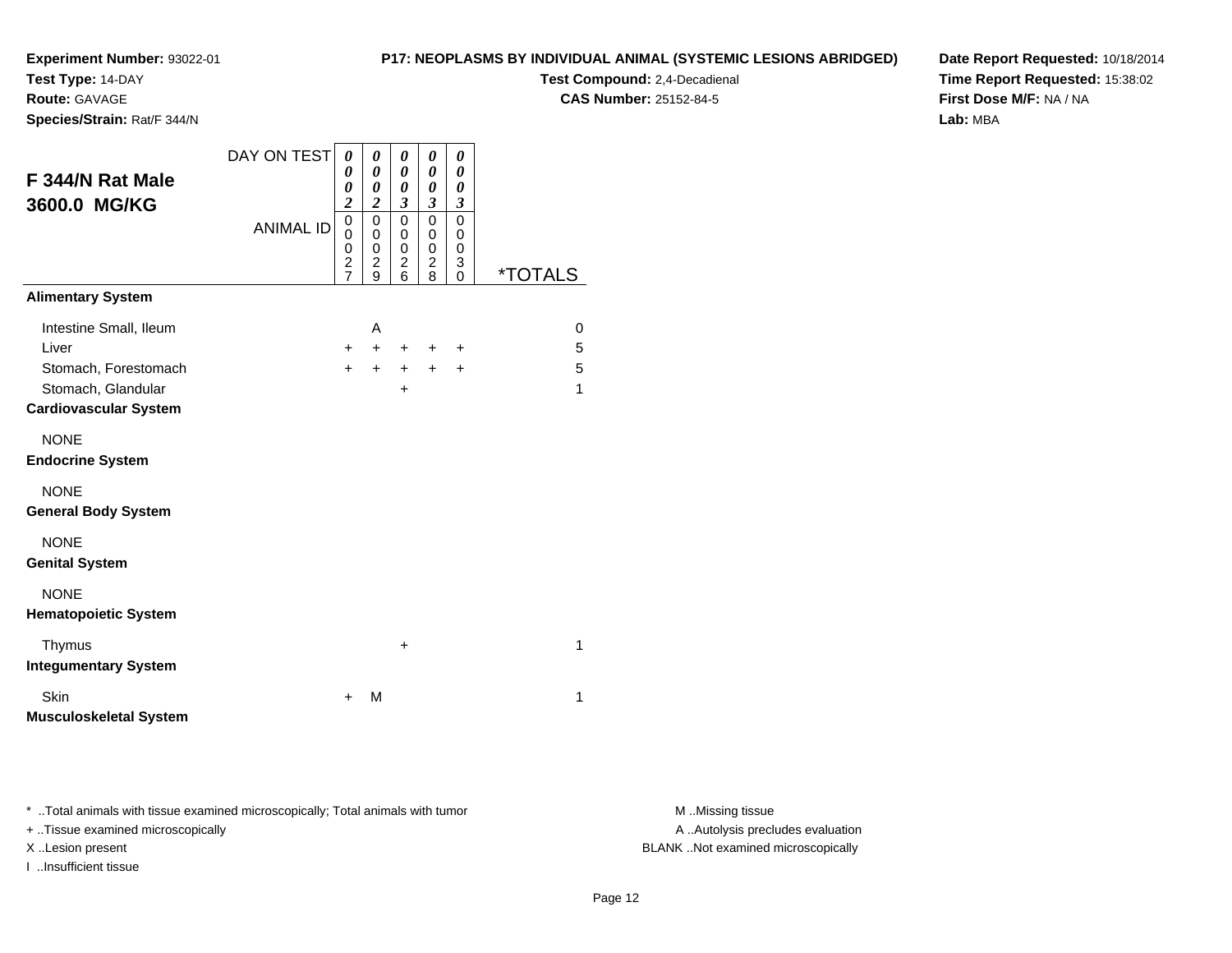**Experiment Number:** 93022-01
**Test Type:** 14-DAY
**Route:** GAVAGE
**Species/Strain:** Rat/F 344/N

**P17: NEOPLASMS BY INDIVIDUAL ANIMAL (SYSTEMIC LESIONS ABRIDGED)**
**Test Compound:** 2,4-Decadienal
**CAS Number:** 25152-84-5

**Date Report Requested:** 10/18/2014
**Time Report Requested:** 15:38:02
**First Dose M/F:** NA / NA
**Lab:** MBA

**F 344/N Rat Male**
**3600.0 MG/KG**

| DAY ON TEST | 0002 | 0002 | 0003 | 0003 | 0003 | |
|---|---|---|---|---|---|---|
| ANIMAL ID | 00027 | 00029 | 00026 | 00028 | 00030 | *TOTALS |
| **Alimentary System** | | | | | | |
| Intestine Small, Ileum | | A | | | | 0 |
| Liver | + | + | + | + | + | 5 |
| Stomach, Forestomach | + | + | + | + | + | 5 |
| Stomach, Glandular | | | + | | | 1 |
| **Cardiovascular System** | | | | | | |
| NONE | | | | | | |
| **Endocrine System** | | | | | | |
| NONE | | | | | | |
| **General Body System** | | | | | | |
| NONE | | | | | | |
| **Genital System** | | | | | | |
| NONE | | | | | | |
| **Hematopoietic System** | | | | | | |
| Thymus | | | + | | | 1 |
| **Integumentary System** | | | | | | |
| Skin | + | M | | | | 1 |
| **Musculoskeletal System** | | | | | | |

* ..Total animals with tissue examined microscopically; Total animals with tumor
+ ..Tissue examined microscopically
X ..Lesion present
I ..Insufficient tissue

M ..Missing tissue
A ..Autolysis precludes evaluation
BLANK ..Not examined microscopically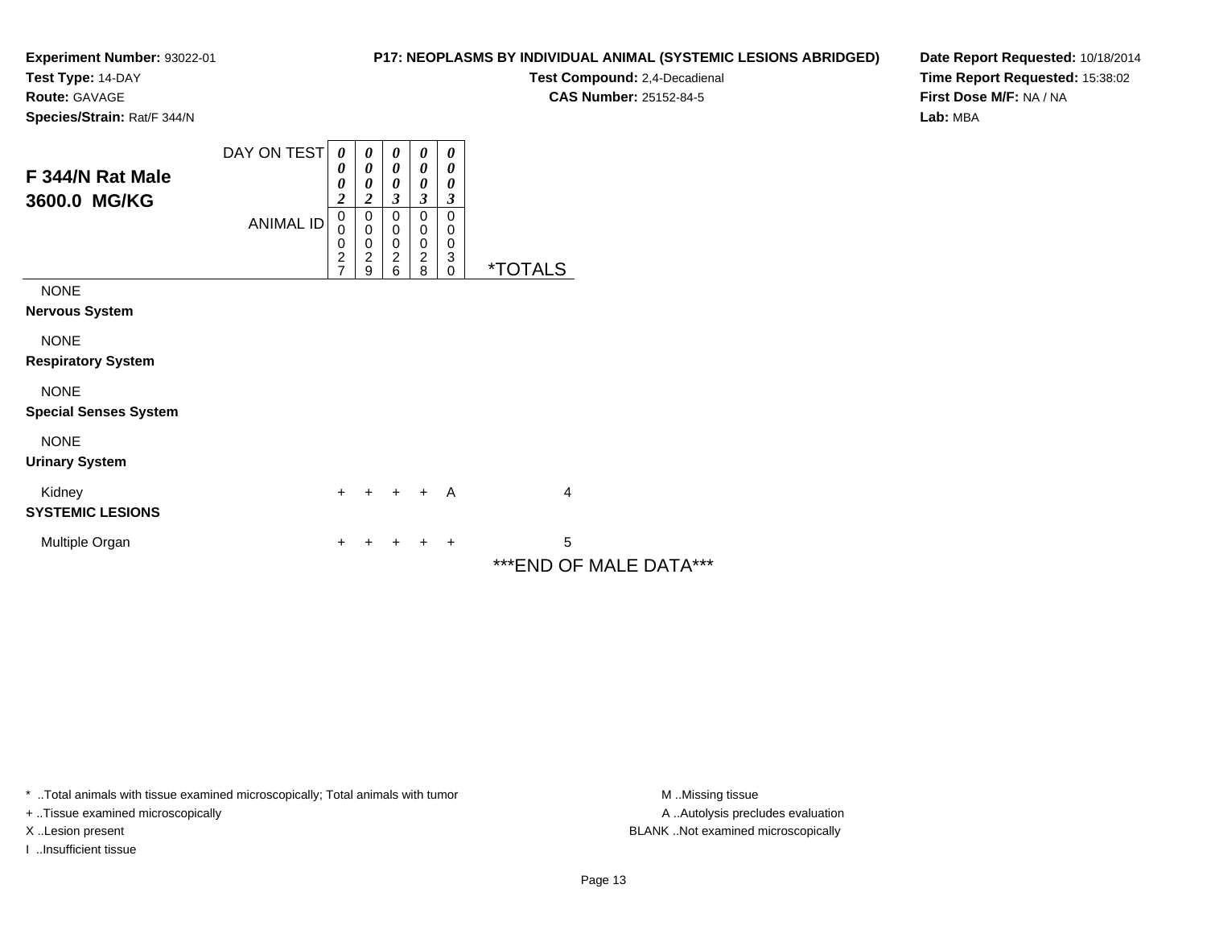**Experiment Number:** 93022-01
**Test Type:** 14-DAY
**Route:** GAVAGE
**Species/Strain:** Rat/F 344/N

**P17: NEOPLASMS BY INDIVIDUAL ANIMAL (SYSTEMIC LESIONS ABRIDGED)**
**Test Compound:** 2,4-Decadienal
**CAS Number:** 25152-84-5

**Date Report Requested:** 10/18/2014
**Time Report Requested:** 15:38:02
**First Dose M/F:** NA / NA
**Lab:** MBA

## F 344/N Rat Male 3600.0 MG/KG

| | | | | | | |
|---|---|---|---|---|---|---|
| DAY ON TEST | 0002 | 0002 | 0003 | 0003 | 0003 | |
| ANIMAL ID | 00027 | 00029 | 00026 | 00028 | 00030 | *TOTALS |
| NONE | | | | | | |
| **Nervous System** | | | | | | |
| NONE | | | | | | |
| **Respiratory System** | | | | | | |
| NONE | | | | | | |
| **Special Senses System** | | | | | | |
| NONE | | | | | | |
| **Urinary System** | | | | | | |
| Kidney | + | + | + | + | A | 4 |
| **SYSTEMIC LESIONS** | | | | | | |
| Multiple Organ | + | + | + | + | + | 5 |

***END OF MALE DATA***

\* ..Total animals with tissue examined microscopically; Total animals with tumor
+ ..Tissue examined microscopically
X ..Lesion present
I ..Insufficient tissue

M ..Missing tissue
A ..Autolysis precludes evaluation
BLANK ..Not examined microscopically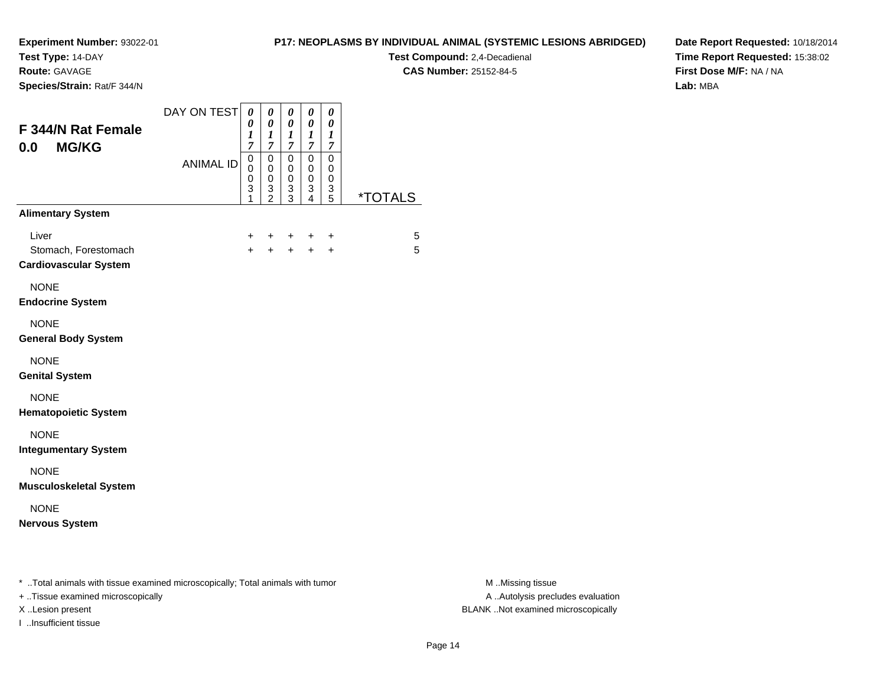**Experiment Number:** 93022-01
**Test Type:** 14-DAY
**Route:** GAVAGE
**Species/Strain:** Rat/F 344/N

**P17: NEOPLASMS BY INDIVIDUAL ANIMAL (SYSTEMIC LESIONS ABRIDGED)**
**Test Compound:** 2,4-Decadienal
**CAS Number:** 25152-84-5

**Date Report Requested:** 10/18/2014
**Time Report Requested:** 15:38:02
**First Dose M/F:** NA / NA
**Lab:** MBA

## F 344/N Rat Female
## 0.0 MG/KG

| DAY ON TEST | 0017 | 0017 | 0017 | 0017 | 0017 | |
|---|---|---|---|---|---|---|
| ANIMAL ID | 00031 | 00032 | 00033 | 00034 | 00035 | *TOTALS |
| **Alimentary System** | | | | | | |
| Liver | + | + | + | + | + | 5 |
| Stomach, Forestomach | + | + | + | + | + | 5 |
| **Cardiovascular System** | | | | | | |
| NONE | | | | | | |
| **Endocrine System** | | | | | | |
| NONE | | | | | | |
| **General Body System** | | | | | | |
| NONE | | | | | | |
| **Genital System** | | | | | | |
| NONE | | | | | | |
| **Hematopoietic System** | | | | | | |
| NONE | | | | | | |
| **Integumentary System** | | | | | | |
| NONE | | | | | | |
| **Musculoskeletal System** | | | | | | |
| NONE | | | | | | |
| **Nervous System** | | | | | | |

\* ..Total animals with tissue examined microscopically; Total animals with tumor
+ ..Tissue examined microscopically
X ..Lesion present
I ..Insufficient tissue

M ..Missing tissue
A ..Autolysis precludes evaluation
BLANK ..Not examined microscopically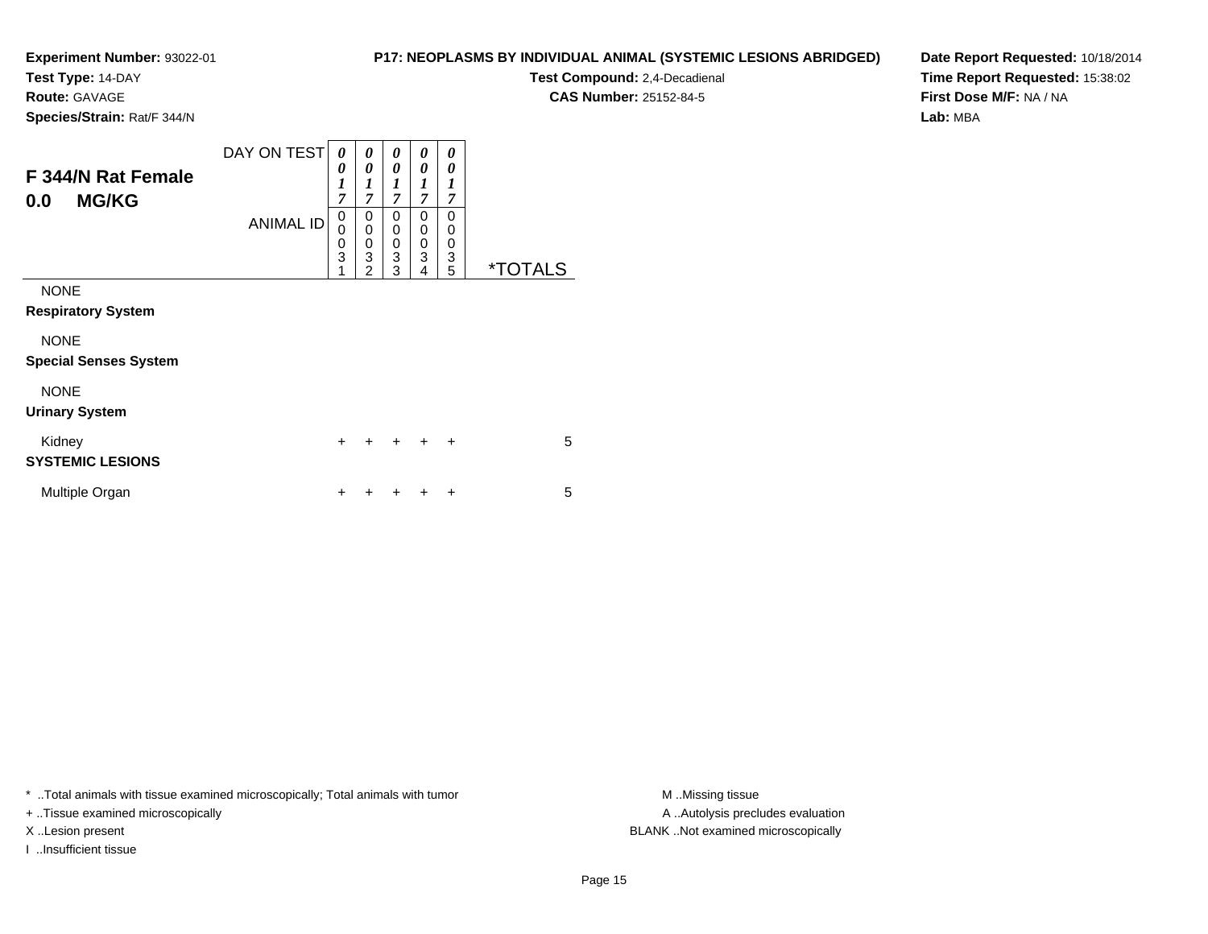**Experiment Number:** 93022-01
**Test Type:** 14-DAY
**Route:** GAVAGE
**Species/Strain:** Rat/F 344/N

**P17: NEOPLASMS BY INDIVIDUAL ANIMAL (SYSTEMIC LESIONS ABRIDGED)**
**Test Compound:** 2,4-Decadienal
**CAS Number:** 25152-84-5

**Date Report Requested:** 10/18/2014
**Time Report Requested:** 15:38:02
**First Dose M/F:** NA / NA
**Lab:** MBA

## F 344/N Rat Female
## 0.0 MG/KG

| | | | | | | |
|---|---|---|---|---|---|---|
| DAY ON TEST | 0017 | 0017 | 0017 | 0017 | 0017 | |
| ANIMAL ID | 00031 | 00032 | 00033 | 00034 | 00035 | *TOTALS |
| NONE | | | | | | |
| **Respiratory System** | | | | | | |
| NONE | | | | | | |
| **Special Senses System** | | | | | | |
| NONE | | | | | | |
| **Urinary System** | | | | | | |
| Kidney | + | + | + | + | + | 5 |
| **SYSTEMIC LESIONS** | | | | | | |
| Multiple Organ | + | + | + | + | + | 5 |

* ..Total animals with tissue examined microscopically; Total animals with tumor
+ ..Tissue examined microscopically
X ..Lesion present
I ..Insufficient tissue

M ..Missing tissue
A ..Autolysis precludes evaluation
BLANK ..Not examined microscopically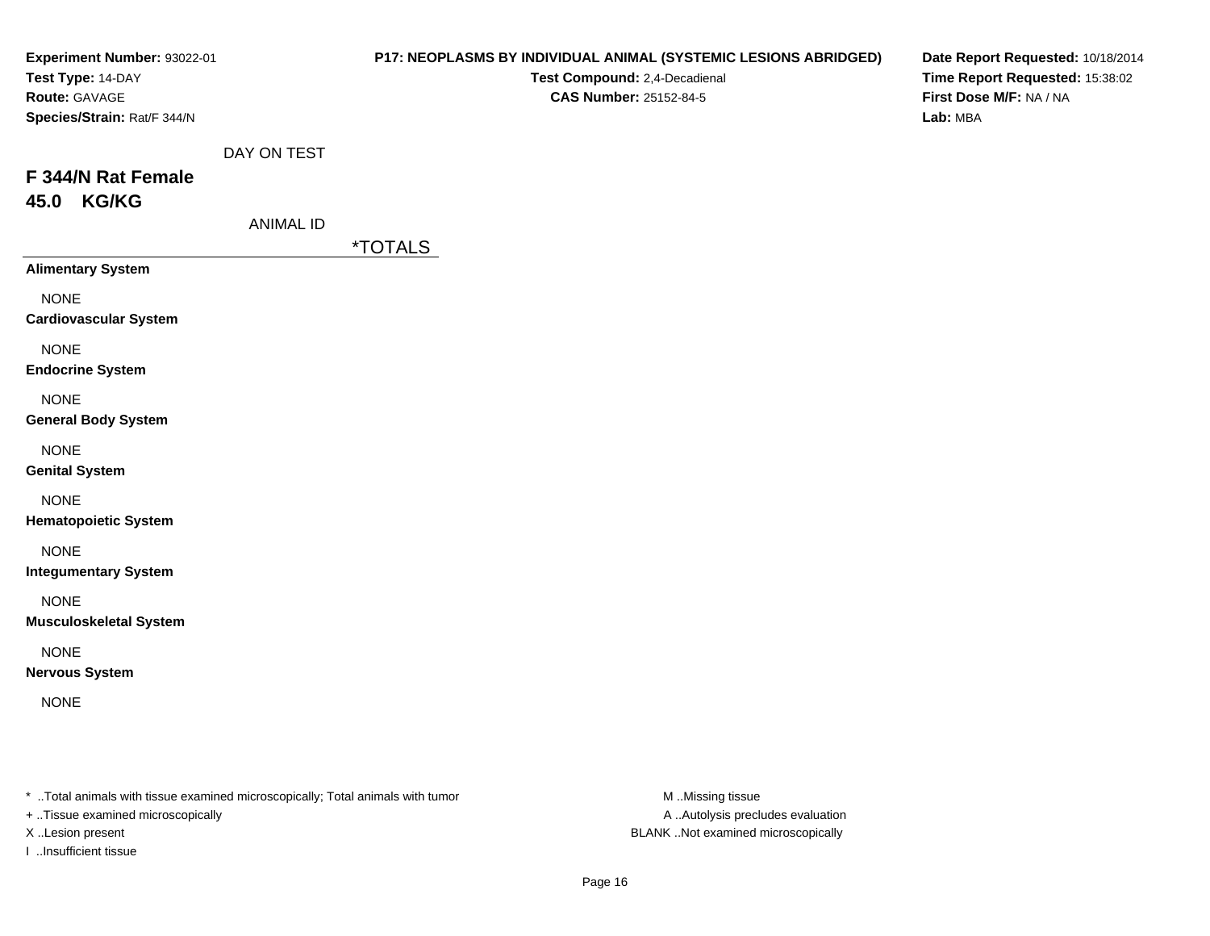**Experiment Number:** 93022-01
**Test Type:** 14-DAY
**Route:** GAVAGE
**Species/Strain:** Rat/F 344/N

**P17: NEOPLASMS BY INDIVIDUAL ANIMAL (SYSTEMIC LESIONS ABRIDGED)**
**Test Compound:** 2,4-Decadienal
**CAS Number:** 25152-84-5

**Date Report Requested:** 10/18/2014
**Time Report Requested:** 15:38:02
**First Dose M/F:** NA / NA
**Lab:** MBA

DAY ON TEST

## F 344/N Rat Female
## 45.0 KG/KG

ANIMAL ID

| | *TOTALS |
|---|---|
| **Alimentary System** | |
| NONE | |
| **Cardiovascular System** | |
| NONE | |
| **Endocrine System** | |
| NONE | |
| **General Body System** | |
| NONE | |
| **Genital System** | |
| NONE | |
| **Hematopoietic System** | |
| NONE | |
| **Integumentary System** | |
| NONE | |
| **Musculoskeletal System** | |
| NONE | |
| **Nervous System** | |
| NONE | |

* ..Total animals with tissue examined microscopically; Total animals with tumor
+ ..Tissue examined microscopically
X ..Lesion present
I ..Insufficient tissue

M ..Missing tissue
A ..Autolysis precludes evaluation
BLANK ..Not examined microscopically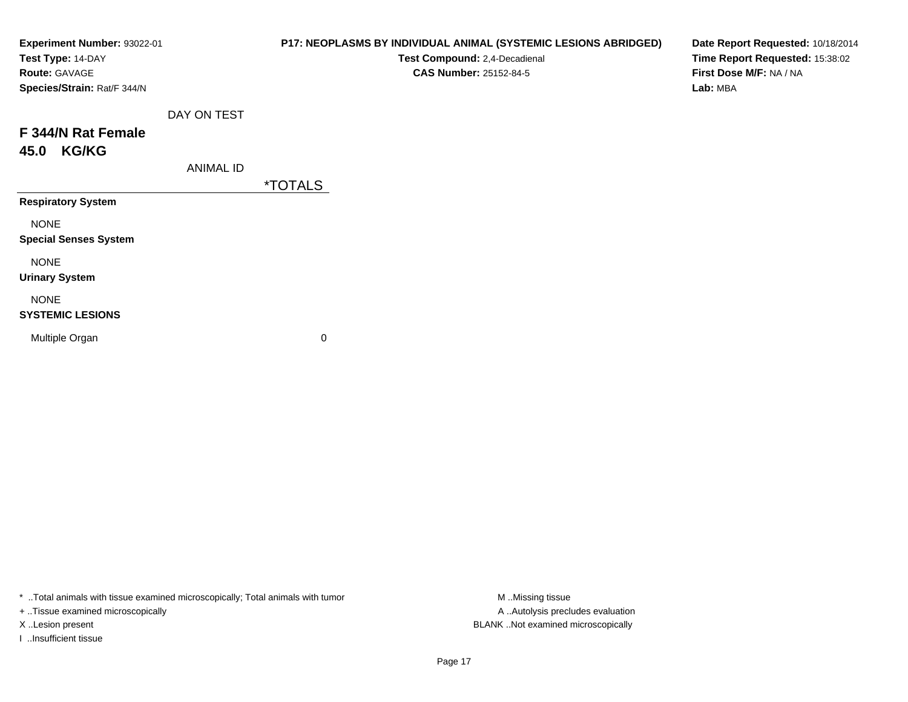**Experiment Number:** 93022-01
**Test Type:** 14-DAY
**Route:** GAVAGE
**Species/Strain:** Rat/F 344/N

**P17: NEOPLASMS BY INDIVIDUAL ANIMAL (SYSTEMIC LESIONS ABRIDGED)**
**Test Compound:** 2,4-Decadienal
**CAS Number:** 25152-84-5

**Date Report Requested:** 10/18/2014
**Time Report Requested:** 15:38:02
**First Dose M/F:** NA / NA
**Lab:** MBA

DAY ON TEST

**F 344/N Rat Female**
**45.0 KG/KG**

ANIMAL ID

| | *TOTALS |
|---|---|
| **Respiratory System** | |
| NONE | |
| **Special Senses System** | |
| NONE | |
| **Urinary System** | |
| NONE | |
| **SYSTEMIC LESIONS** | |
| Multiple Organ | 0 |

* ..Total animals with tissue examined microscopically; Total animals with tumor
+ ..Tissue examined microscopically
X ..Lesion present
I ..Insufficient tissue

M ..Missing tissue
A ..Autolysis precludes evaluation
BLANK ..Not examined microscopically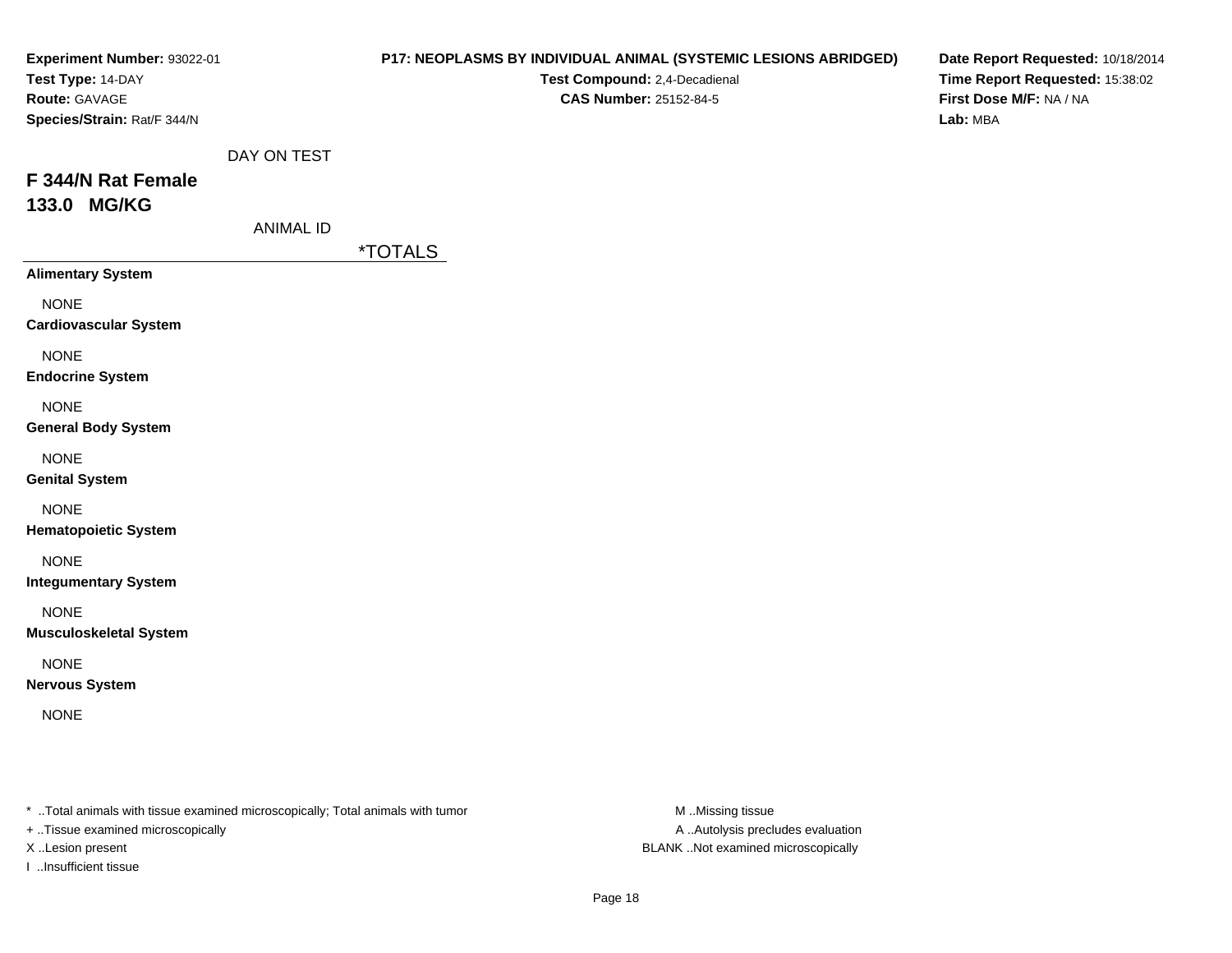**Experiment Number:** 93022-01
**Test Type:** 14-DAY
**Route:** GAVAGE
**Species/Strain:** Rat/F 344/N

**P17: NEOPLASMS BY INDIVIDUAL ANIMAL (SYSTEMIC LESIONS ABRIDGED)**
**Test Compound:** 2,4-Decadienal
**CAS Number:** 25152-84-5

**Date Report Requested:** 10/18/2014
**Time Report Requested:** 15:38:02
**First Dose M/F:** NA / NA
**Lab:** MBA

DAY ON TEST

## F 344/N Rat Female
## 133.0 MG/KG

ANIMAL ID

| | *TOTALS |
|---|---|
| **Alimentary System** | |
| NONE | |
| **Cardiovascular System** | |
| NONE | |
| **Endocrine System** | |
| NONE | |
| **General Body System** | |
| NONE | |
| **Genital System** | |
| NONE | |
| **Hematopoietic System** | |
| NONE | |
| **Integumentary System** | |
| NONE | |
| **Musculoskeletal System** | |
| NONE | |
| **Nervous System** | |
| NONE | |

* ..Total animals with tissue examined microscopically; Total animals with tumor
+ ..Tissue examined microscopically
X ..Lesion present
I ..Insufficient tissue

M ..Missing tissue
A ..Autolysis precludes evaluation
BLANK ..Not examined microscopically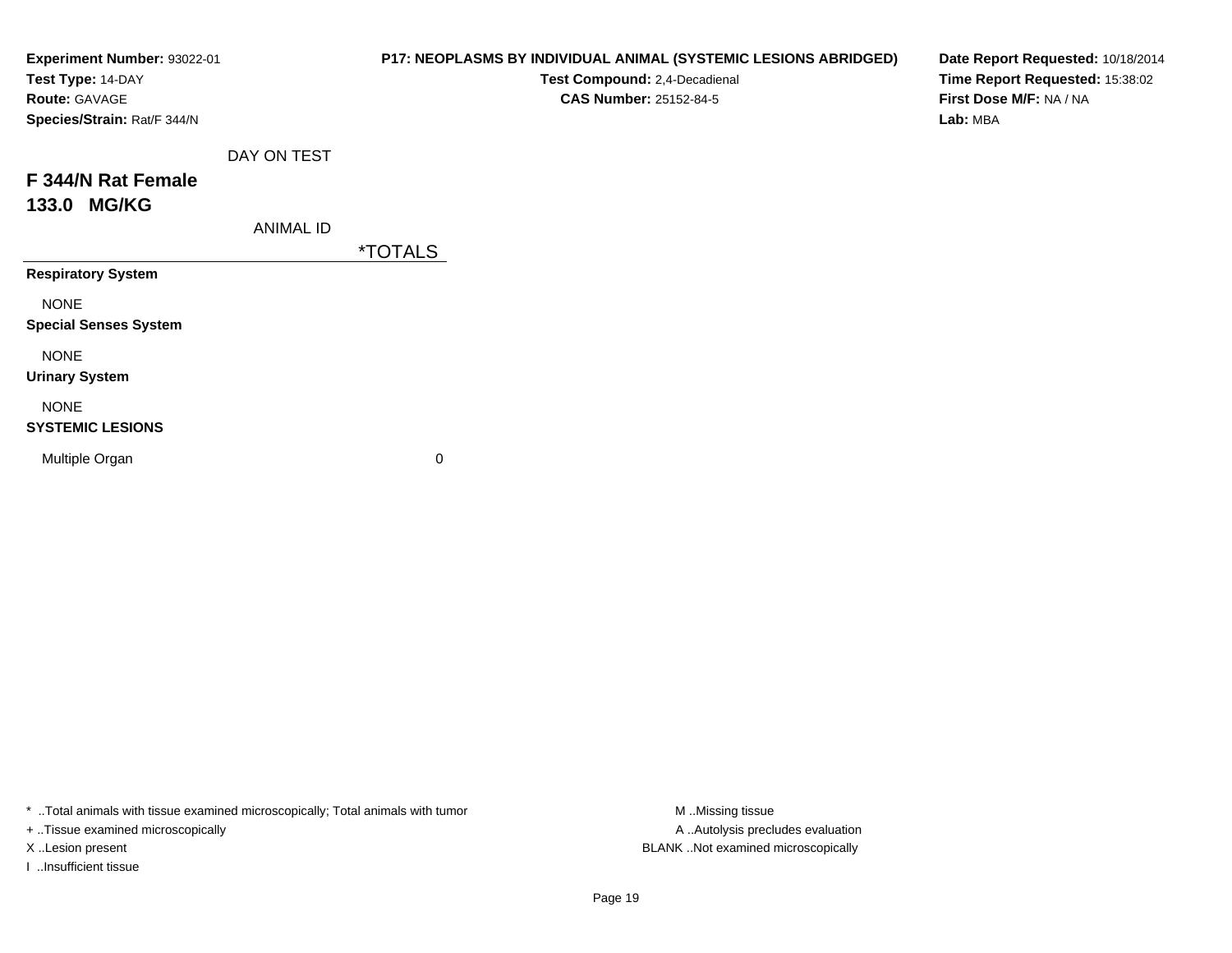**Experiment Number:** 93022-01
**Test Type:** 14-DAY
**Route:** GAVAGE
**Species/Strain:** Rat/F 344/N

**P17: NEOPLASMS BY INDIVIDUAL ANIMAL (SYSTEMIC LESIONS ABRIDGED)**
**Test Compound:** 2,4-Decadienal
**CAS Number:** 25152-84-5

**Date Report Requested:** 10/18/2014
**Time Report Requested:** 15:38:02
**First Dose M/F:** NA / NA
**Lab:** MBA

DAY ON TEST

## F 344/N Rat Female
## 133.0 MG/KG

ANIMAL ID

| | *TOTALS |
|---|---|
| **Respiratory System** | |
| NONE | |
| **Special Senses System** | |
| NONE | |
| **Urinary System** | |
| NONE | |
| **SYSTEMIC LESIONS** | |
| Multiple Organ | 0 |

* ..Total animals with tissue examined microscopically; Total animals with tumor
+ ..Tissue examined microscopically
X ..Lesion present
I ..Insufficient tissue

M ..Missing tissue
A ..Autolysis precludes evaluation
BLANK ..Not examined microscopically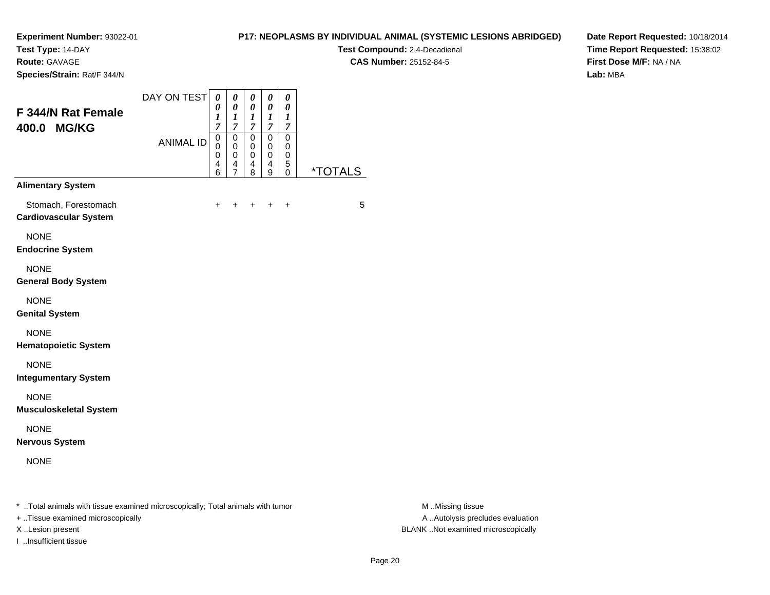**Experiment Number:** 93022-01
**Test Type:** 14-DAY
**Route:** GAVAGE
**Species/Strain:** Rat/F 344/N

**P17: NEOPLASMS BY INDIVIDUAL ANIMAL (SYSTEMIC LESIONS ABRIDGED)**
**Test Compound:** 2,4-Decadienal
**CAS Number:** 25152-84-5

**Date Report Requested:** 10/18/2014
**Time Report Requested:** 15:38:02
**First Dose M/F:** NA / NA
**Lab:** MBA

## F 344/N Rat Female 400.0 MG/KG

| DAY ON TEST | 0017 | 0017 | 0017 | 0017 | 0017 | |
|---|---|---|---|---|---|---|
| ANIMAL ID | 00046 | 00047 | 00048 | 00049 | 00050 | *TOTALS |
| **Alimentary System** | | | | | | |
| Stomach, Forestomach | + | + | + | + | + | 5 |
| **Cardiovascular System** | | | | | | |
| NONE | | | | | | |
| **Endocrine System** | | | | | | |
| NONE | | | | | | |
| **General Body System** | | | | | | |
| NONE | | | | | | |
| **Genital System** | | | | | | |
| NONE | | | | | | |
| **Hematopoietic System** | | | | | | |
| NONE | | | | | | |
| **Integumentary System** | | | | | | |
| NONE | | | | | | |
| **Musculoskeletal System** | | | | | | |
| NONE | | | | | | |
| **Nervous System** | | | | | | |
| NONE | | | | | | |

* ..Total animals with tissue examined microscopically; Total animals with tumor
+ ..Tissue examined microscopically
X ..Lesion present
I ..Insufficient tissue

M ..Missing tissue
A ..Autolysis precludes evaluation
BLANK ..Not examined microscopically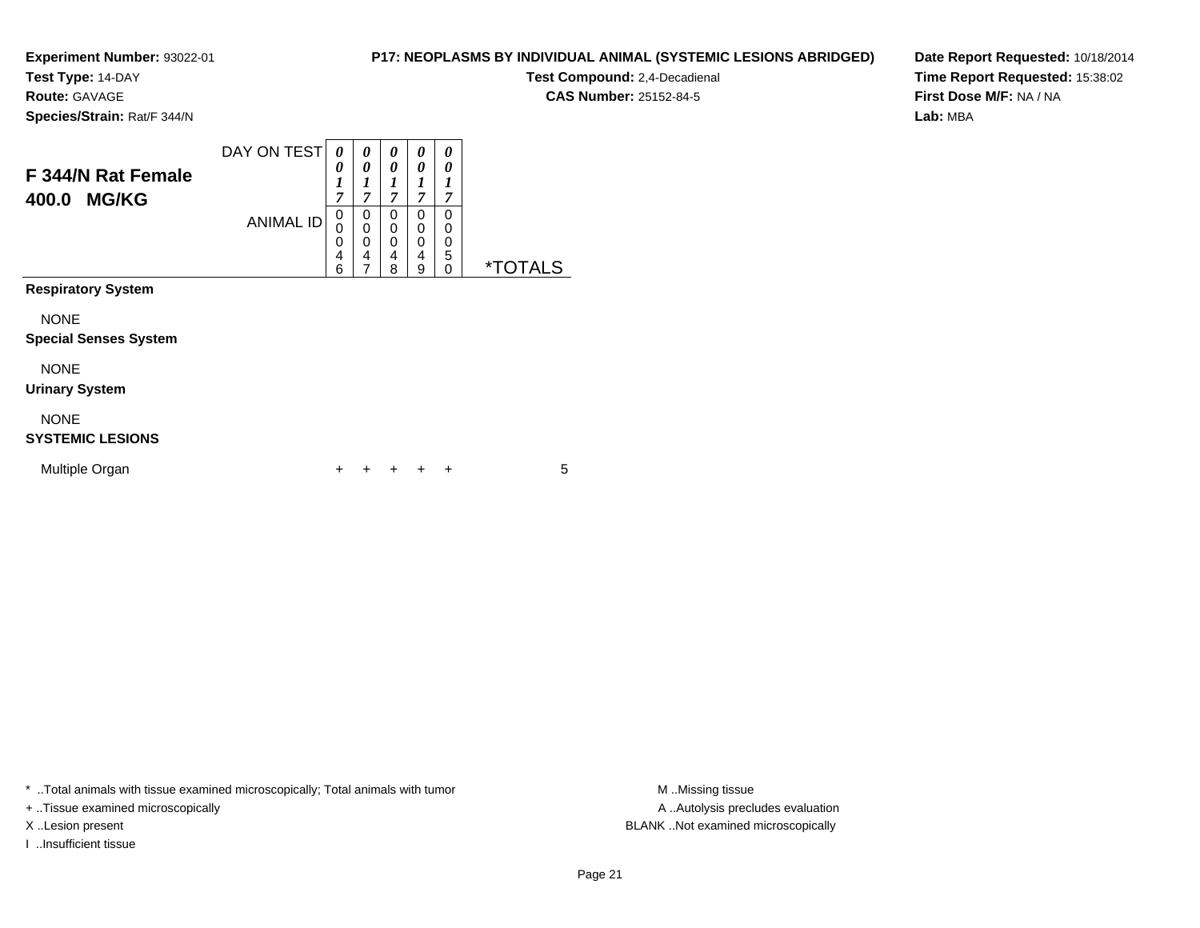**Experiment Number:** 93022-01
**Test Type:** 14-DAY
**Route:** GAVAGE
**Species/Strain:** Rat/F 344/N

**P17: NEOPLASMS BY INDIVIDUAL ANIMAL (SYSTEMIC LESIONS ABRIDGED)**
**Test Compound:** 2,4-Decadienal
**CAS Number:** 25152-84-5

**Date Report Requested:** 10/18/2014
**Time Report Requested:** 15:38:02
**First Dose M/F:** NA / NA
**Lab:** MBA

## F 344/N Rat Female 400.0 MG/KG

| DAY ON TEST | 0017 | 0017 | 0017 | 0017 | 0017 | |
|---|---|---|---|---|---|---|
| **ANIMAL ID** | 00046 | 00047 | 00048 | 00049 | 00050 | ***TOTALS** |
| **Respiratory System** | | | | | | |
| NONE | | | | | | |
| **Special Senses System** | | | | | | |
| NONE | | | | | | |
| **Urinary System** | | | | | | |
| NONE | | | | | | |
| **SYSTEMIC LESIONS** | | | | | | |
| Multiple Organ | + | + | + | + | + | 5 |

\* ..Total animals with tissue examined microscopically; Total animals with tumor
+ ..Tissue examined microscopically
X ..Lesion present
I ..Insufficient tissue

M ..Missing tissue
A ..Autolysis precludes evaluation
BLANK ..Not examined microscopically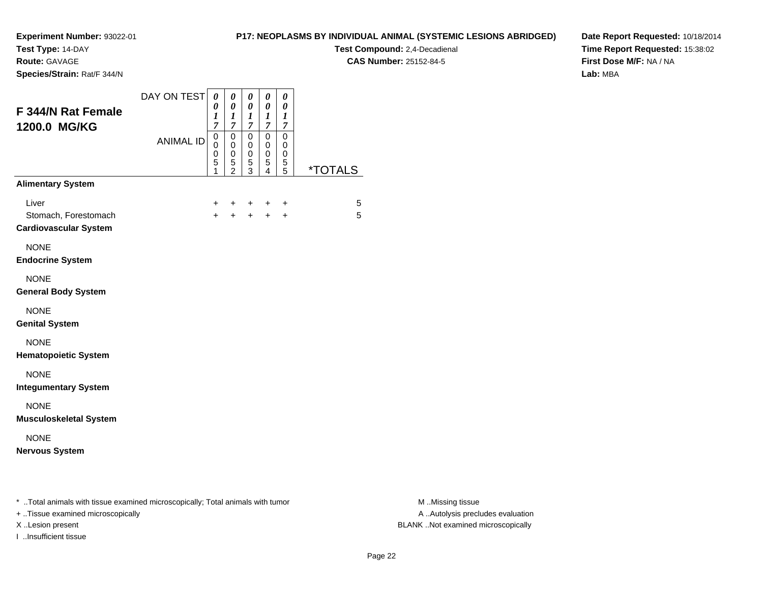**Experiment Number:** 93022-01
**Test Type:** 14-DAY
**Route:** GAVAGE
**Species/Strain:** Rat/F 344/N

**P17: NEOPLASMS BY INDIVIDUAL ANIMAL (SYSTEMIC LESIONS ABRIDGED)**
**Test Compound:** 2,4-Decadienal
**CAS Number:** 25152-84-5

**Date Report Requested:** 10/18/2014
**Time Report Requested:** 15:38:02
**First Dose M/F:** NA / NA
**Lab:** MBA

## F 344/N Rat Female 1200.0 MG/KG

| DAY ON TEST | 0017 | 0017 | 0017 | 0017 | 0017 | |
|---|---|---|---|---|---|---|
| ANIMAL ID | 00051 | 00052 | 00053 | 00054 | 00055 | *TOTALS |
| **Alimentary System** | | | | | | |
| Liver | + | + | + | + | + | 5 |
| Stomach, Forestomach | + | + | + | + | + | 5 |
| **Cardiovascular System** | | | | | | |
| NONE | | | | | | |
| **Endocrine System** | | | | | | |
| NONE | | | | | | |
| **General Body System** | | | | | | |
| NONE | | | | | | |
| **Genital System** | | | | | | |
| NONE | | | | | | |
| **Hematopoietic System** | | | | | | |
| NONE | | | | | | |
| **Integumentary System** | | | | | | |
| NONE | | | | | | |
| **Musculoskeletal System** | | | | | | |
| NONE | | | | | | |
| **Nervous System** | | | | | | |

* ..Total animals with tissue examined microscopically; Total animals with tumor
+ ..Tissue examined microscopically
X ..Lesion present
I ..Insufficient tissue

M ..Missing tissue
A ..Autolysis precludes evaluation
BLANK ..Not examined microscopically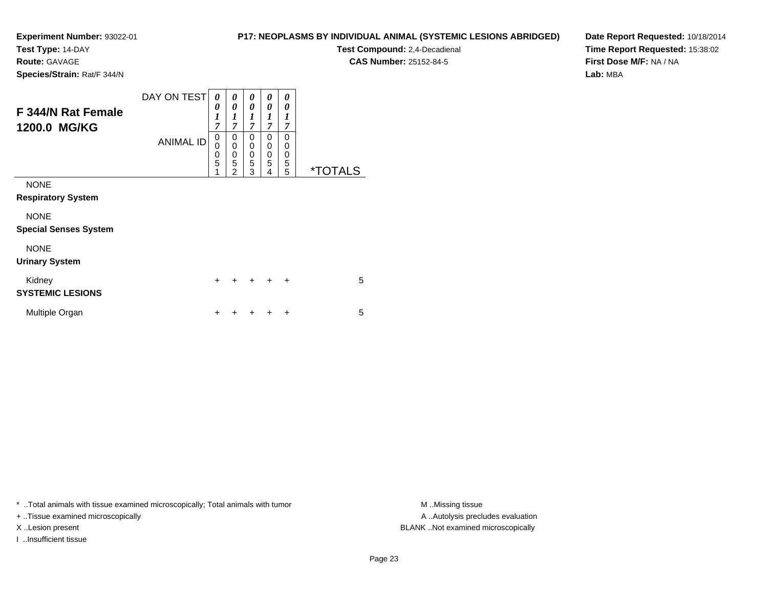**Experiment Number:** 93022-01
**Test Type:** 14-DAY
**Route:** GAVAGE
**Species/Strain:** Rat/F 344/N

**P17: NEOPLASMS BY INDIVIDUAL ANIMAL (SYSTEMIC LESIONS ABRIDGED)**
**Test Compound:** 2,4-Decadienal
**CAS Number:** 25152-84-5

**Date Report Requested:** 10/18/2014
**Time Report Requested:** 15:38:02
**First Dose M/F:** NA / NA
**Lab:** MBA

## F 344/N Rat Female 1200.0 MG/KG

| DAY ON TEST | 0017 | 0017 | 0017 | 0017 | 0017 | |
|---|---|---|---|---|---|---|
| **ANIMAL ID** | 00051 | 00052 | 00053 | 00054 | 00055 | ***TOTALS** |
| NONE | | | | | | |
| **Respiratory System** | | | | | | |
| NONE | | | | | | |
| **Special Senses System** | | | | | | |
| NONE | | | | | | |
| **Urinary System** | | | | | | |
| Kidney | + | + | + | + | + | 5 |
| **SYSTEMIC LESIONS** | | | | | | |
| Multiple Organ | + | + | + | + | + | 5 |

\* ..Total animals with tissue examined microscopically; Total animals with tumor
+ ..Tissue examined microscopically
X ..Lesion present
I ..Insufficient tissue

M ..Missing tissue
A ..Autolysis precludes evaluation
BLANK ..Not examined microscopically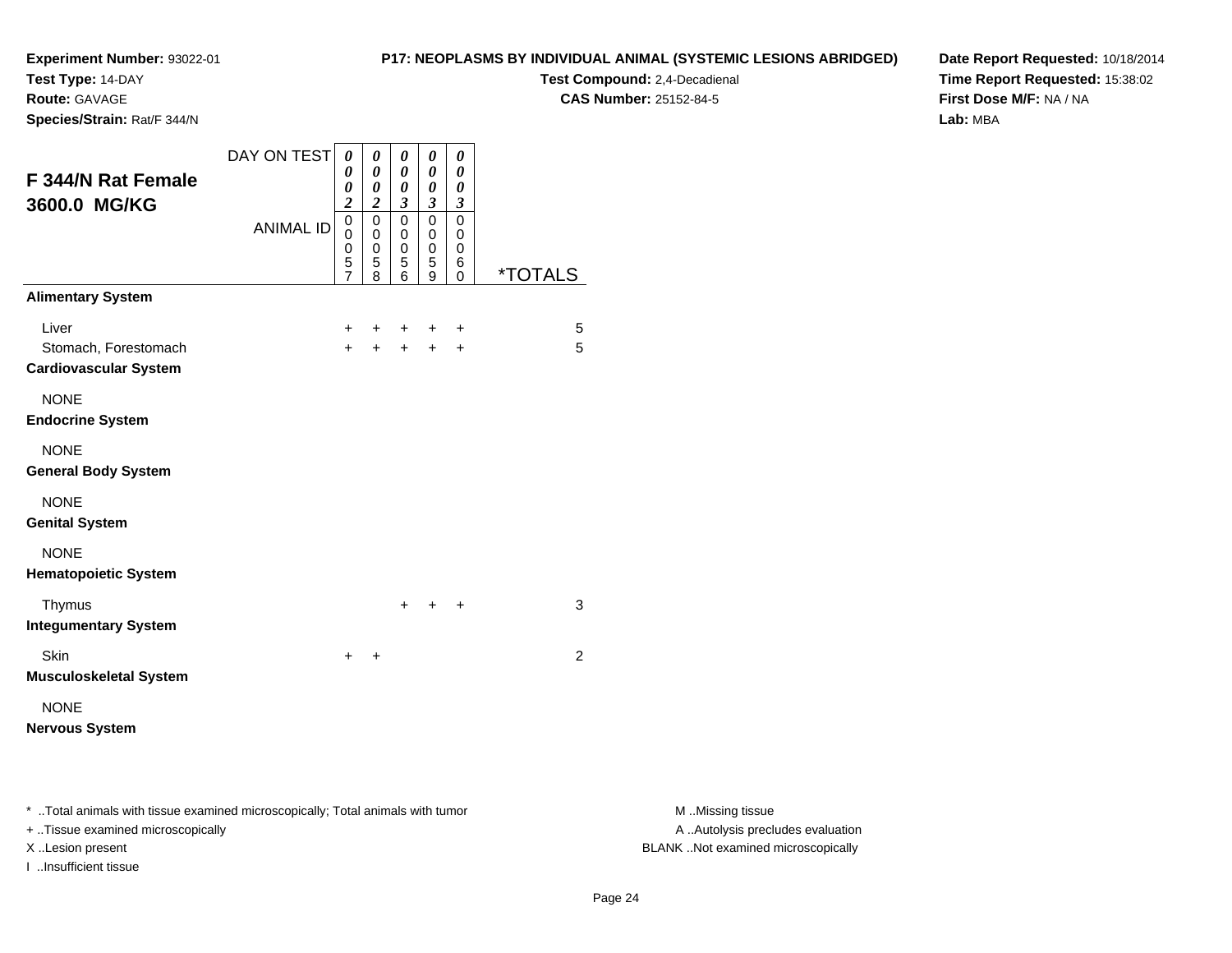**Experiment Number:** 93022-01
**Test Type:** 14-DAY
**Route:** GAVAGE
**Species/Strain:** Rat/F 344/N

**P17: NEOPLASMS BY INDIVIDUAL ANIMAL (SYSTEMIC LESIONS ABRIDGED)**
**Test Compound:** 2,4-Decadienal
**CAS Number:** 25152-84-5

**Date Report Requested:** 10/18/2014
**Time Report Requested:** 15:38:02
**First Dose M/F:** NA / NA
**Lab:** MBA

## F 344/N Rat Female 3600.0 MG/KG

| DAY ON TEST | 0002 | 0002 | 0003 | 0003 | 0003 | |
|---|---|---|---|---|---|---|
| **ANIMAL ID** | 00057 | 00058 | 00056 | 00059 | 00060 | ***TOTALS** |
| **Alimentary System** | | | | | | |
| Liver | + | + | + | + | + | 5 |
| Stomach, Forestomach | + | + | + | + | + | 5 |
| **Cardiovascular System** | | | | | | |
| NONE | | | | | | |
| **Endocrine System** | | | | | | |
| NONE | | | | | | |
| **General Body System** | | | | | | |
| NONE | | | | | | |
| **Genital System** | | | | | | |
| NONE | | | | | | |
| **Hematopoietic System** | | | | | | |
| Thymus | | | + | + | + | 3 |
| **Integumentary System** | | | | | | |
| Skin | + | + | | | | 2 |
| **Musculoskeletal System** | | | | | | |
| NONE | | | | | | |
| **Nervous System** | | | | | | |

\* ..Total animals with tissue examined microscopically; Total animals with tumor
+ ..Tissue examined microscopically
X ..Lesion present
I ..Insufficient tissue

M ..Missing tissue
A ..Autolysis precludes evaluation
BLANK ..Not examined microscopically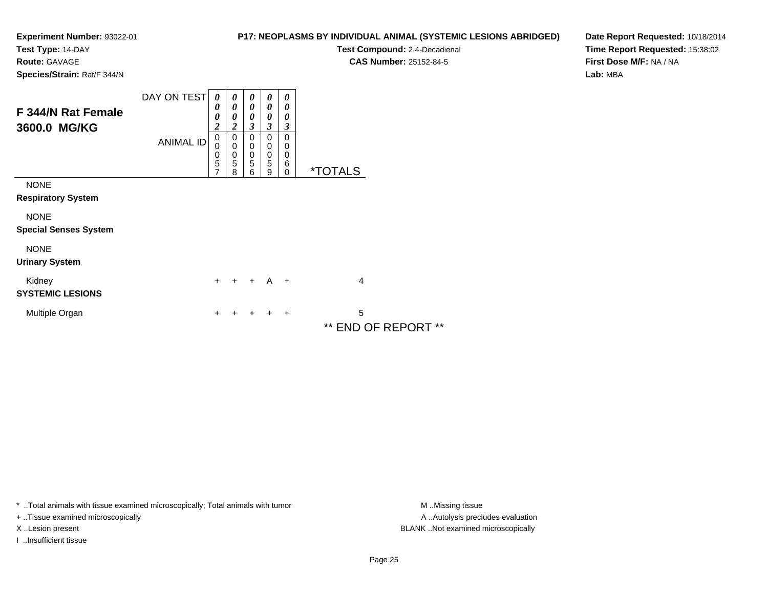**Experiment Number:** 93022-01
**Test Type:** 14-DAY
**Route:** GAVAGE
**Species/Strain:** Rat/F 344/N

**P17: NEOPLASMS BY INDIVIDUAL ANIMAL (SYSTEMIC LESIONS ABRIDGED)**
**Test Compound:** 2,4-Decadienal
**CAS Number:** 25152-84-5

**Date Report Requested:** 10/18/2014
**Time Report Requested:** 15:38:02
**First Dose M/F:** NA / NA
**Lab:** MBA

## F 344/N Rat Female
## 3600.0 MG/KG

| | | | | | | |
|---|---|---|---|---|---|---|
| DAY ON TEST | 0002 | 0002 | 0003 | 0003 | 0003 | |
| ANIMAL ID | 00057 | 00058 | 00056 | 00059 | 00060 | *TOTALS |
| NONE | | | | | | |
| **Respiratory System** | | | | | | |
| NONE | | | | | | |
| **Special Senses System** | | | | | | |
| NONE | | | | | | |
| **Urinary System** | | | | | | |
| Kidney | + | + | + | A | + | 4 |
| **SYSTEMIC LESIONS** | | | | | | |
| Multiple Organ | + | + | + | + | + | 5 |

** END OF REPORT **

* ..Total animals with tissue examined microscopically; Total animals with tumor
+ ..Tissue examined microscopically
X ..Lesion present
I ..Insufficient tissue

M ..Missing tissue
A ..Autolysis precludes evaluation
BLANK ..Not examined microscopically